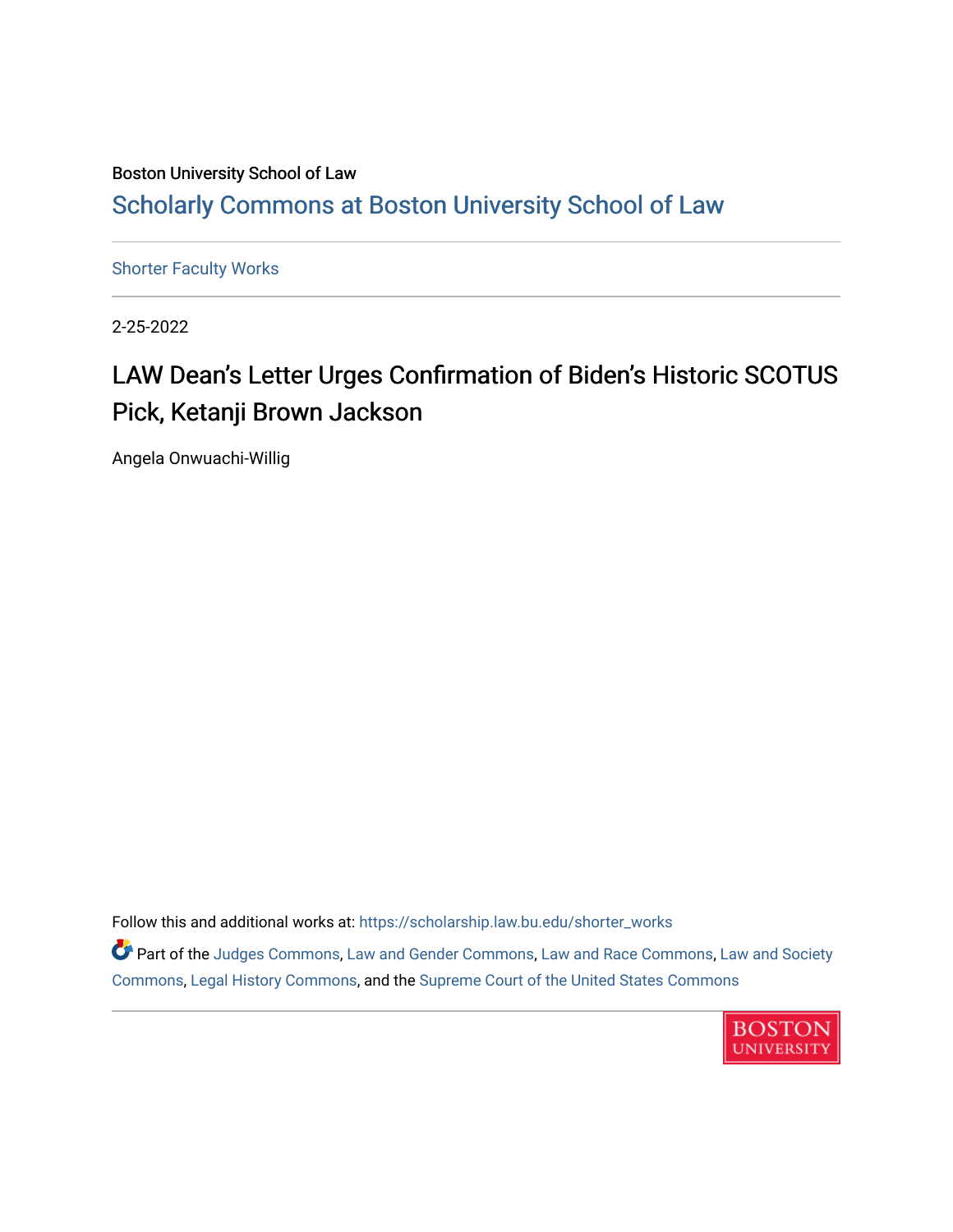Boston University School of Law

# Scholarly Commons at Boston University School of Law

Shorter Faculty Works

2-25-2022

## LAW Dean’s Letter Urges Confirmation of Biden’s Historic SCOTUS Pick, Ketanji Brown Jackson

Angela Onwuachi-Willig

Follow this and additional works at: https://scholarship.law.bu.edu/shorter_works

Part of the Judges Commons, Law and Gender Commons, Law and Race Commons, Law and Society Commons, Legal History Commons, and the Supreme Court of the United States Commons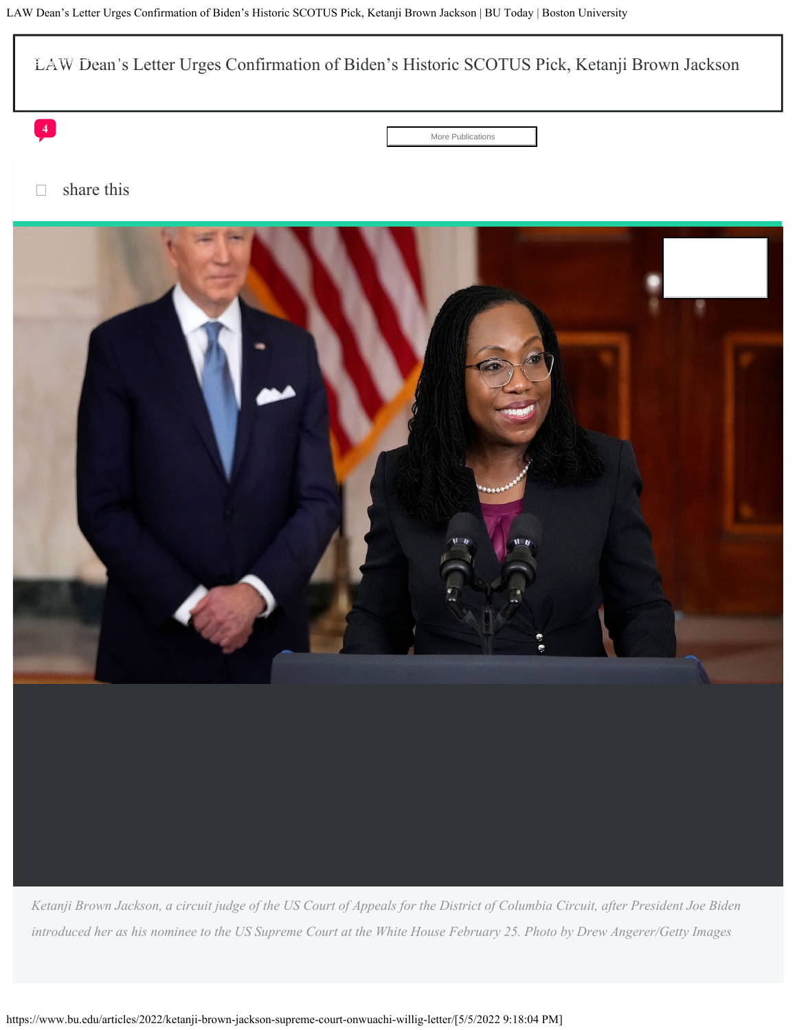# LAW Dean's Letter Urges Confirmation of Biden's Historic SCOTUS Pick, Ketanji Brown Jackson

4

More Publications

share this

*Ketanji Brown Jackson, a circuit judge of the US Court of Appeals for the District of Columbia Circuit, after President Joe Biden introduced her as his nominee to the US Supreme Court at the White House February 25. Photo by Drew Angerer/Getty Images*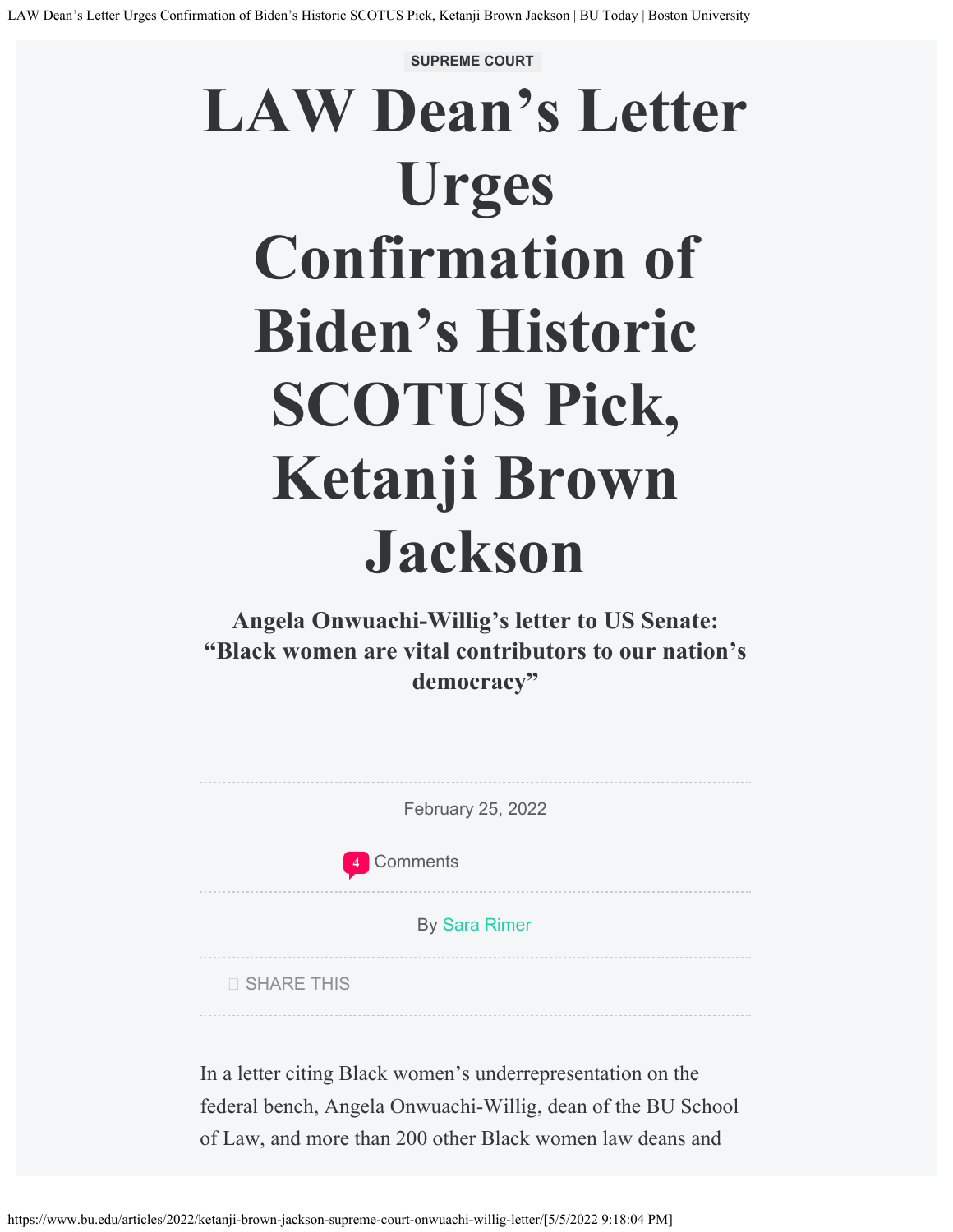SUPREME COURT

# LAW Dean’s Letter Urges Confirmation of Biden’s Historic SCOTUS Pick, Ketanji Brown Jackson

## Angela Onwuachi-Willig’s letter to US Senate: “Black women are vital contributors to our nation’s democracy”

February 25, 2022

4 Comments

By Sara Rimer

SHARE THIS

In a letter citing Black women’s underrepresentation on the federal bench, Angela Onwuachi-Willig, dean of the BU School of Law, and more than 200 other Black women law deans and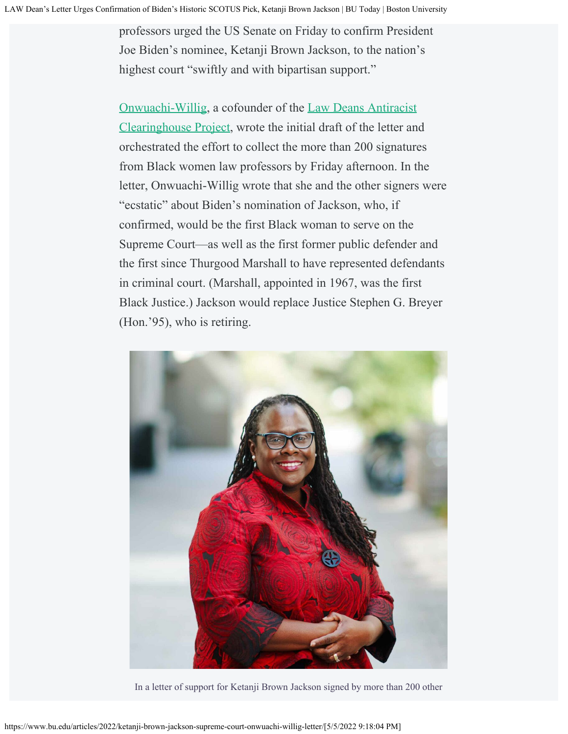professors urged the US Senate on Friday to confirm President Joe Biden's nominee, Ketanji Brown Jackson, to the nation's highest court "swiftly and with bipartisan support."

Onwuachi-Willig, a cofounder of the Law Deans Antiracist Clearinghouse Project, wrote the initial draft of the letter and orchestrated the effort to collect the more than 200 signatures from Black women law professors by Friday afternoon. In the letter, Onwuachi-Willig wrote that she and the other signers were "ecstatic" about Biden's nomination of Jackson, who, if confirmed, would be the first Black woman to serve on the Supreme Court—as well as the first former public defender and the first since Thurgood Marshall to have represented defendants in criminal court. (Marshall, appointed in 1967, was the first Black Justice.) Jackson would replace Justice Stephen G. Breyer (Hon.'95), who is retiring.

In a letter of support for Ketanji Brown Jackson signed by more than 200 other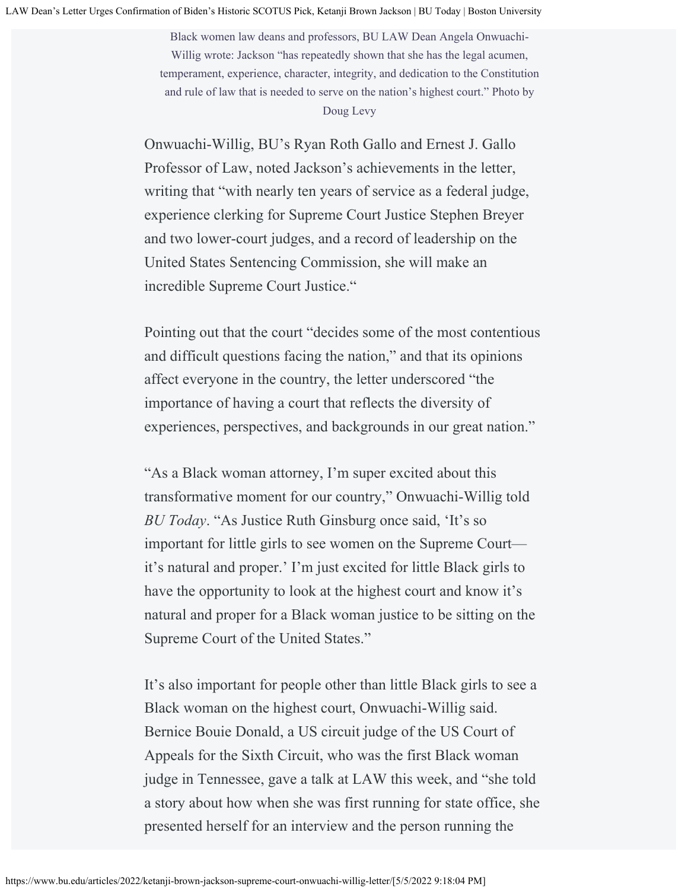Black women law deans and professors, BU LAW Dean Angela Onwuachi-Willig wrote: Jackson "has repeatedly shown that she has the legal acumen, temperament, experience, character, integrity, and dedication to the Constitution and rule of law that is needed to serve on the nation's highest court." Photo by Doug Levy

Onwuachi-Willig, BU's Ryan Roth Gallo and Ernest J. Gallo Professor of Law, noted Jackson's achievements in the letter, writing that "with nearly ten years of service as a federal judge, experience clerking for Supreme Court Justice Stephen Breyer and two lower-court judges, and a record of leadership on the United States Sentencing Commission, she will make an incredible Supreme Court Justice."

Pointing out that the court "decides some of the most contentious and difficult questions facing the nation," and that its opinions affect everyone in the country, the letter underscored "the importance of having a court that reflects the diversity of experiences, perspectives, and backgrounds in our great nation."

"As a Black woman attorney, I'm super excited about this transformative moment for our country," Onwuachi-Willig told *BU Today*. "As Justice Ruth Ginsburg once said, 'It's so important for little girls to see women on the Supreme Court—it's natural and proper.' I'm just excited for little Black girls to have the opportunity to look at the highest court and know it's natural and proper for a Black woman justice to be sitting on the Supreme Court of the United States."

It's also important for people other than little Black girls to see a Black woman on the highest court, Onwuachi-Willig said. Bernice Bouie Donald, a US circuit judge of the US Court of Appeals for the Sixth Circuit, who was the first Black woman judge in Tennessee, gave a talk at LAW this week, and "she told a story about how when she was first running for state office, she presented herself for an interview and the person running the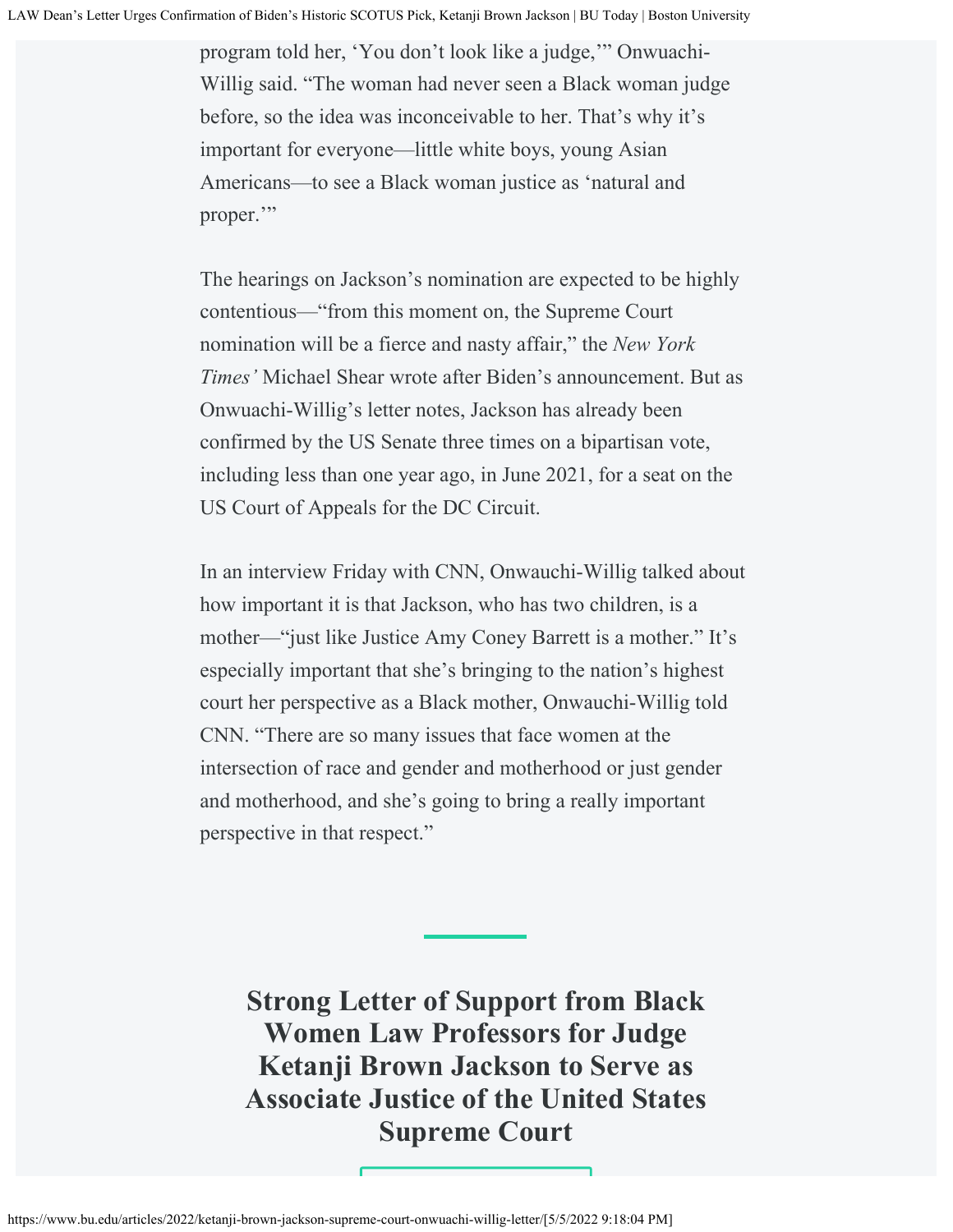program told her, 'You don't look like a judge,'" Onwuachi-Willig said. "The woman had never seen a Black woman judge before, so the idea was inconceivable to her. That's why it's important for everyone—little white boys, young Asian Americans—to see a Black woman justice as 'natural and proper.'"

The hearings on Jackson's nomination are expected to be highly contentious—"from this moment on, the Supreme Court nomination will be a fierce and nasty affair," the *New York Times'* Michael Shear wrote after Biden's announcement. But as Onwuachi-Willig's letter notes, Jackson has already been confirmed by the US Senate three times on a bipartisan vote, including less than one year ago, in June 2021, for a seat on the US Court of Appeals for the DC Circuit.

In an interview Friday with CNN, Onwauchi-Willig talked about how important it is that Jackson, who has two children, is a mother—"just like Justice Amy Coney Barrett is a mother." It's especially important that she's bringing to the nation's highest court her perspective as a Black mother, Onwauchi-Willig told CNN. "There are so many issues that face women at the intersection of race and gender and motherhood or just gender and motherhood, and she's going to bring a really important perspective in that respect."

## Strong Letter of Support from Black Women Law Professors for Judge Ketanji Brown Jackson to Serve as Associate Justice of the United States Supreme Court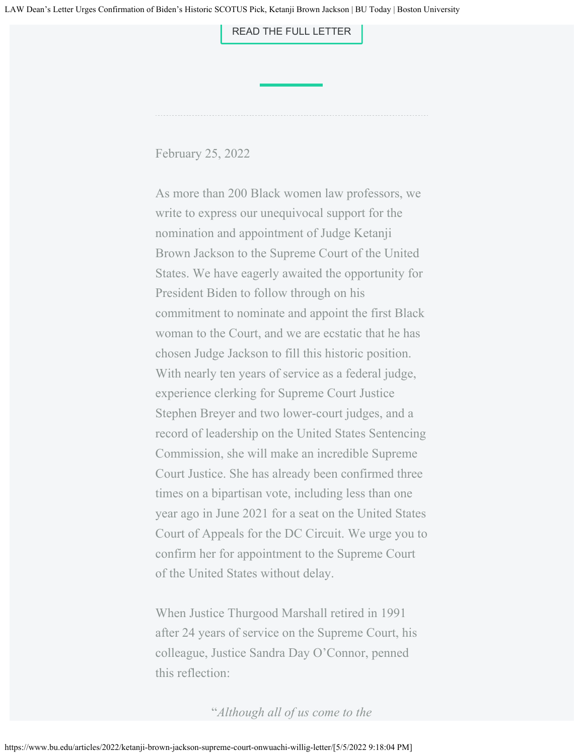READ THE FULL LETTER

February 25, 2022

As more than 200 Black women law professors, we write to express our unequivocal support for the nomination and appointment of Judge Ketanji Brown Jackson to the Supreme Court of the United States. We have eagerly awaited the opportunity for President Biden to follow through on his commitment to nominate and appoint the first Black woman to the Court, and we are ecstatic that he has chosen Judge Jackson to fill this historic position. With nearly ten years of service as a federal judge, experience clerking for Supreme Court Justice Stephen Breyer and two lower-court judges, and a record of leadership on the United States Sentencing Commission, she will make an incredible Supreme Court Justice. She has already been confirmed three times on a bipartisan vote, including less than one year ago in June 2021 for a seat on the United States Court of Appeals for the DC Circuit. We urge you to confirm her for appointment to the Supreme Court of the United States without delay.

When Justice Thurgood Marshall retired in 1991 after 24 years of service on the Supreme Court, his colleague, Justice Sandra Day O'Connor, penned this reflection:

"*Although all of us come to the*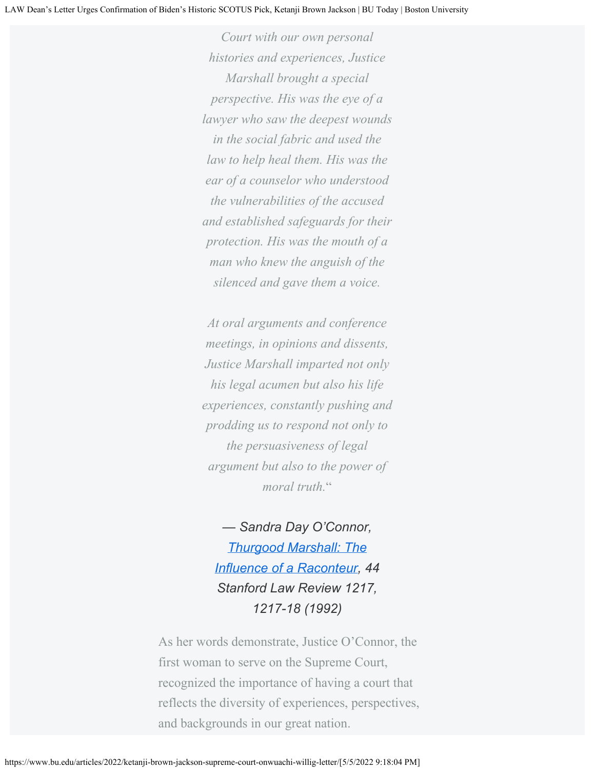*Court with our own personal histories and experiences, Justice Marshall brought a special perspective. His was the eye of a lawyer who saw the deepest wounds in the social fabric and used the law to help heal them. His was the ear of a counselor who understood the vulnerabilities of the accused and established safeguards for their protection. His was the mouth of a man who knew the anguish of the silenced and gave them a voice.*

*At oral arguments and conference meetings, in opinions and dissents, Justice Marshall imparted not only his legal acumen but also his life experiences, constantly pushing and prodding us to respond not only to the persuasiveness of legal argument but also to the power of moral truth.*"

*— Sandra Day O'Connor, Thurgood Marshall: The Influence of a Raconteur, 44 Stanford Law Review 1217, 1217-18 (1992)*

As her words demonstrate, Justice O'Connor, the first woman to serve on the Supreme Court, recognized the importance of having a court that reflects the diversity of experiences, perspectives, and backgrounds in our great nation.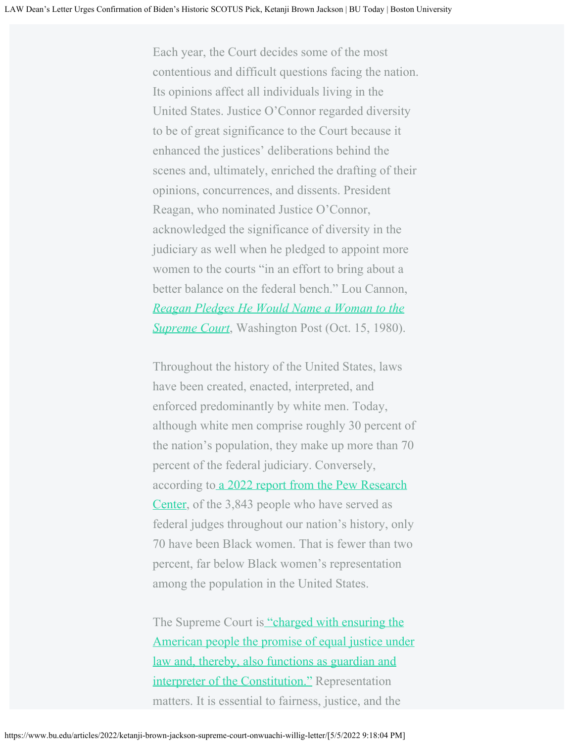Each year, the Court decides some of the most contentious and difficult questions facing the nation. Its opinions affect all individuals living in the United States. Justice O'Connor regarded diversity to be of great significance to the Court because it enhanced the justices' deliberations behind the scenes and, ultimately, enriched the drafting of their opinions, concurrences, and dissents. President Reagan, who nominated Justice O'Connor, acknowledged the significance of diversity in the judiciary as well when he pledged to appoint more women to the courts "in an effort to bring about a better balance on the federal bench." Lou Cannon, *Reagan Pledges He Would Name a Woman to the Supreme Court*, Washington Post (Oct. 15, 1980).

Throughout the history of the United States, laws have been created, enacted, interpreted, and enforced predominantly by white men. Today, although white men comprise roughly 30 percent of the nation's population, they make up more than 70 percent of the federal judiciary. Conversely, according to a 2022 report from the Pew Research Center, of the 3,843 people who have served as federal judges throughout our nation's history, only 70 have been Black women. That is fewer than two percent, far below Black women's representation among the population in the United States.

The Supreme Court is "charged with ensuring the American people the promise of equal justice under law and, thereby, also functions as guardian and interpreter of the Constitution." Representation matters. It is essential to fairness, justice, and the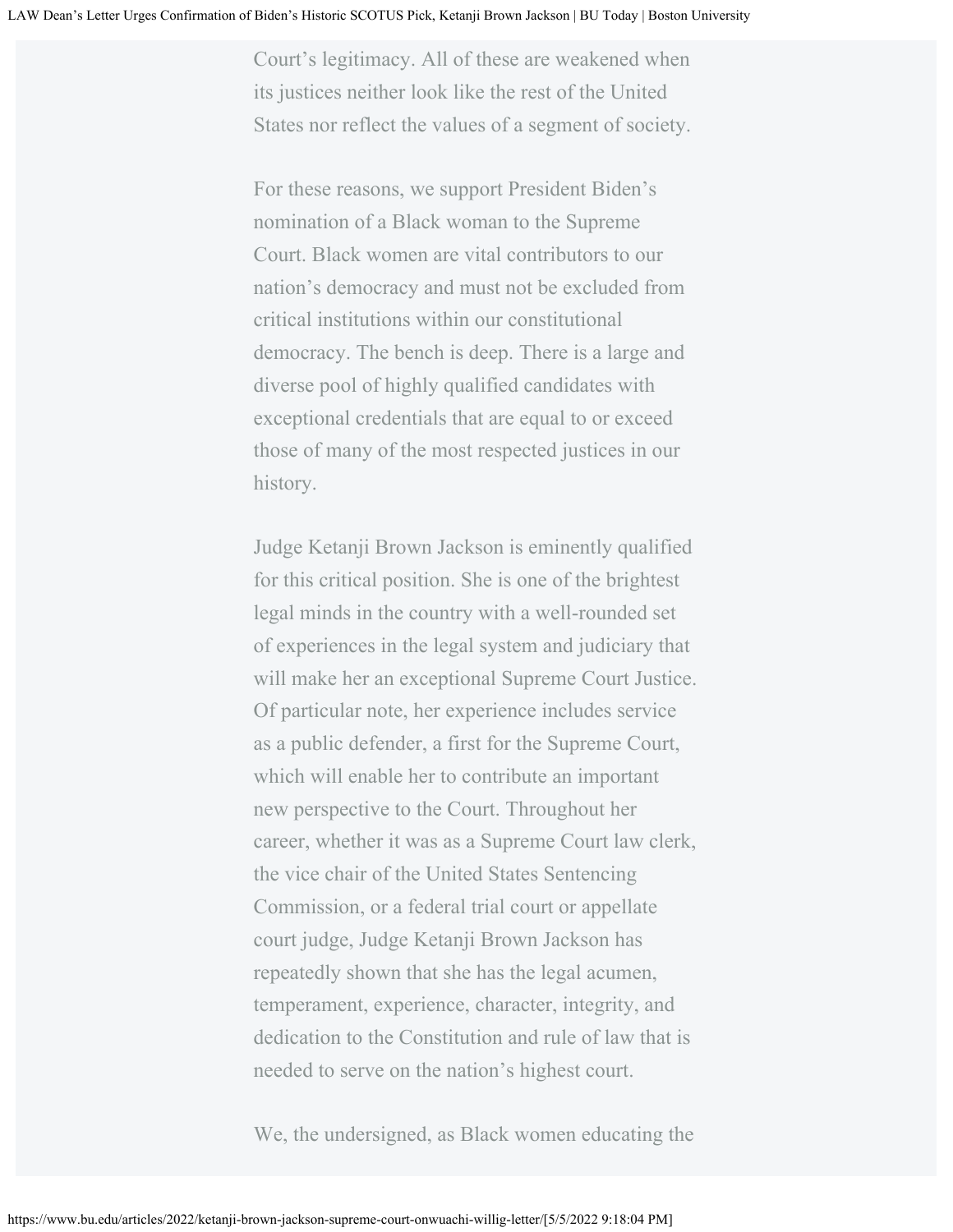Court's legitimacy. All of these are weakened when its justices neither look like the rest of the United States nor reflect the values of a segment of society.

For these reasons, we support President Biden's nomination of a Black woman to the Supreme Court. Black women are vital contributors to our nation's democracy and must not be excluded from critical institutions within our constitutional democracy. The bench is deep. There is a large and diverse pool of highly qualified candidates with exceptional credentials that are equal to or exceed those of many of the most respected justices in our history.

Judge Ketanji Brown Jackson is eminently qualified for this critical position. She is one of the brightest legal minds in the country with a well-rounded set of experiences in the legal system and judiciary that will make her an exceptional Supreme Court Justice. Of particular note, her experience includes service as a public defender, a first for the Supreme Court, which will enable her to contribute an important new perspective to the Court. Throughout her career, whether it was as a Supreme Court law clerk, the vice chair of the United States Sentencing Commission, or a federal trial court or appellate court judge, Judge Ketanji Brown Jackson has repeatedly shown that she has the legal acumen, temperament, experience, character, integrity, and dedication to the Constitution and rule of law that is needed to serve on the nation's highest court.

We, the undersigned, as Black women educating the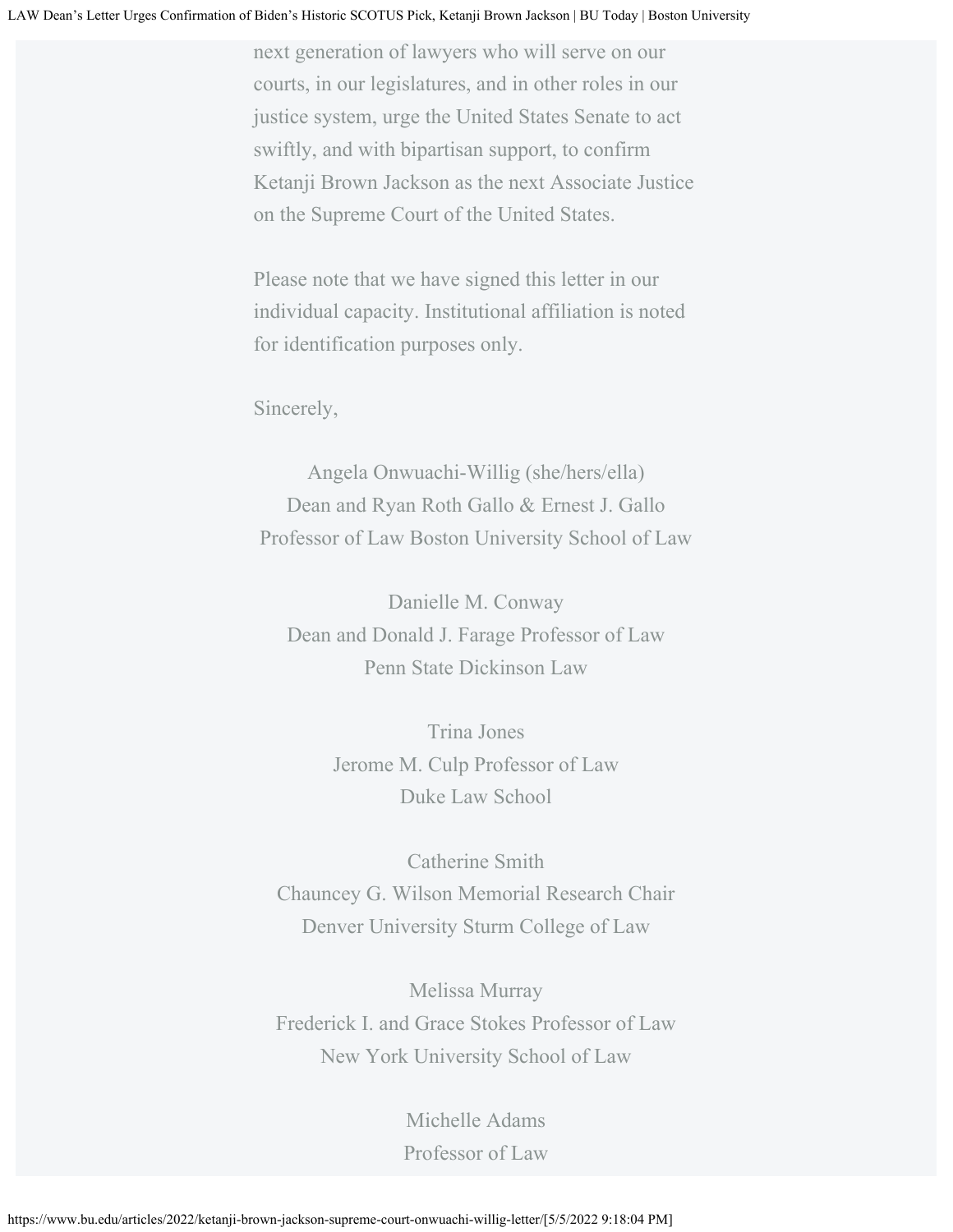next generation of lawyers who will serve on our courts, in our legislatures, and in other roles in our justice system, urge the United States Senate to act swiftly, and with bipartisan support, to confirm Ketanji Brown Jackson as the next Associate Justice on the Supreme Court of the United States.

Please note that we have signed this letter in our individual capacity. Institutional affiliation is noted for identification purposes only.

Sincerely,

Angela Onwuachi-Willig (she/hers/ella)
Dean and Ryan Roth Gallo & Ernest J. Gallo Professor of Law Boston University School of Law

Danielle M. Conway
Dean and Donald J. Farage Professor of Law
Penn State Dickinson Law

Trina Jones
Jerome M. Culp Professor of Law
Duke Law School

Catherine Smith
Chauncey G. Wilson Memorial Research Chair
Denver University Sturm College of Law

Melissa Murray
Frederick I. and Grace Stokes Professor of Law
New York University School of Law

Michelle Adams
Professor of Law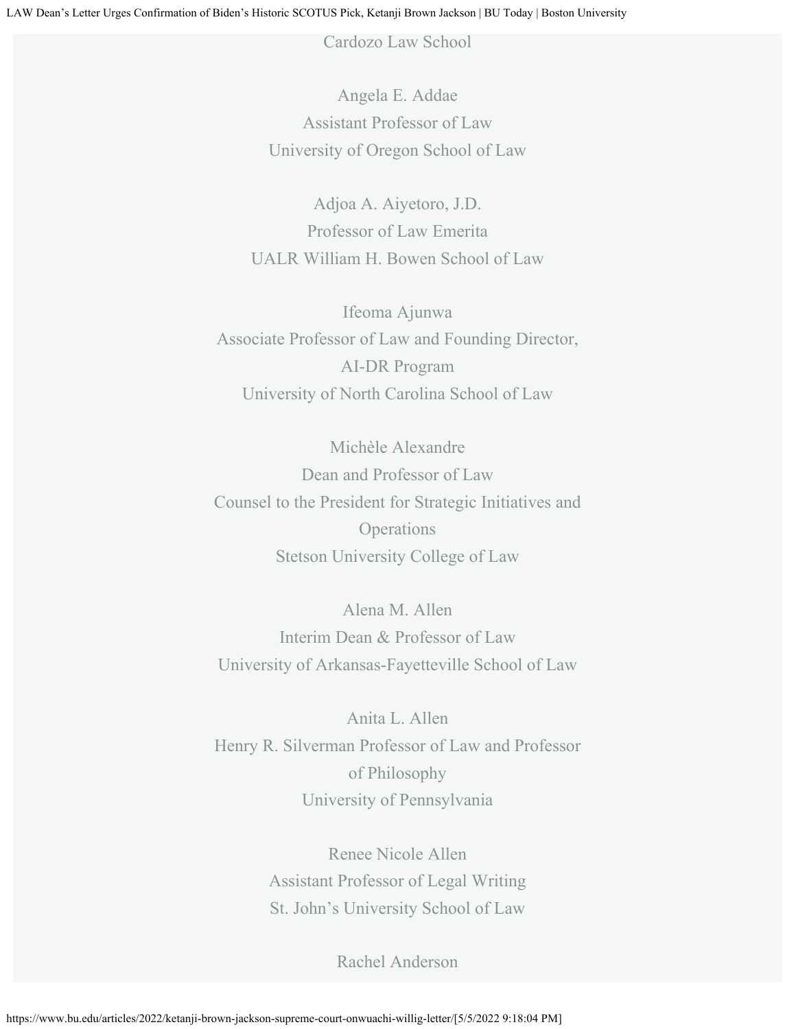Cardozo Law School

Angela E. Addae
Assistant Professor of Law
University of Oregon School of Law

Adjoa A. Aiyetoro, J.D.
Professor of Law Emerita
UALR William H. Bowen School of Law

Ifeoma Ajunwa
Associate Professor of Law and Founding Director, AI-DR Program
University of North Carolina School of Law

Michèle Alexandre
Dean and Professor of Law
Counsel to the President for Strategic Initiatives and Operations
Stetson University College of Law

Alena M. Allen
Interim Dean & Professor of Law
University of Arkansas-Fayetteville School of Law

Anita L. Allen
Henry R. Silverman Professor of Law and Professor of Philosophy
University of Pennsylvania

Renee Nicole Allen
Assistant Professor of Legal Writing
St. John's University School of Law

Rachel Anderson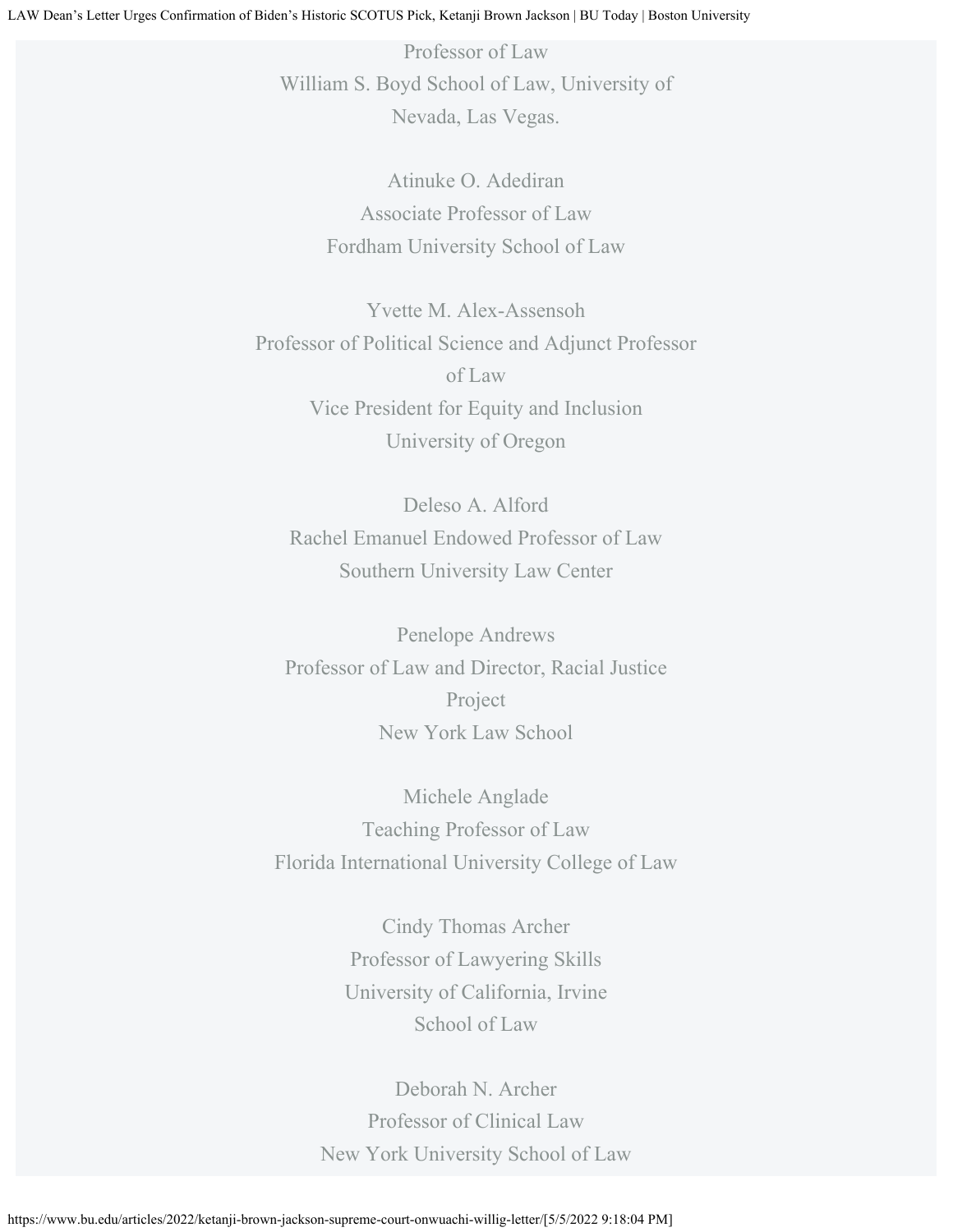Professor of Law
William S. Boyd School of Law, University of Nevada, Las Vegas.

Atinuke O. Adediran
Associate Professor of Law
Fordham University School of Law

Yvette M. Alex-Assensoh
Professor of Political Science and Adjunct Professor of Law
Vice President for Equity and Inclusion
University of Oregon

Deleso A. Alford
Rachel Emanuel Endowed Professor of Law
Southern University Law Center

Penelope Andrews
Professor of Law and Director, Racial Justice Project
New York Law School

Michele Anglade
Teaching Professor of Law
Florida International University College of Law

Cindy Thomas Archer
Professor of Lawyering Skills
University of California, Irvine
School of Law

Deborah N. Archer
Professor of Clinical Law
New York University School of Law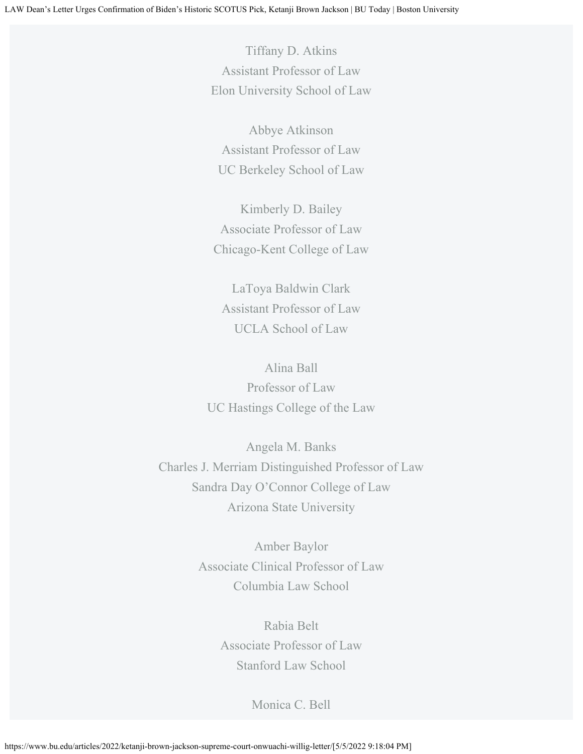Tiffany D. Atkins
Assistant Professor of Law
Elon University School of Law

Abbye Atkinson
Assistant Professor of Law
UC Berkeley School of Law

Kimberly D. Bailey
Associate Professor of Law
Chicago-Kent College of Law

LaToya Baldwin Clark
Assistant Professor of Law
UCLA School of Law

Alina Ball
Professor of Law
UC Hastings College of the Law

Angela M. Banks
Charles J. Merriam Distinguished Professor of Law
Sandra Day O'Connor College of Law
Arizona State University

Amber Baylor
Associate Clinical Professor of Law
Columbia Law School

Rabia Belt
Associate Professor of Law
Stanford Law School

Monica C. Bell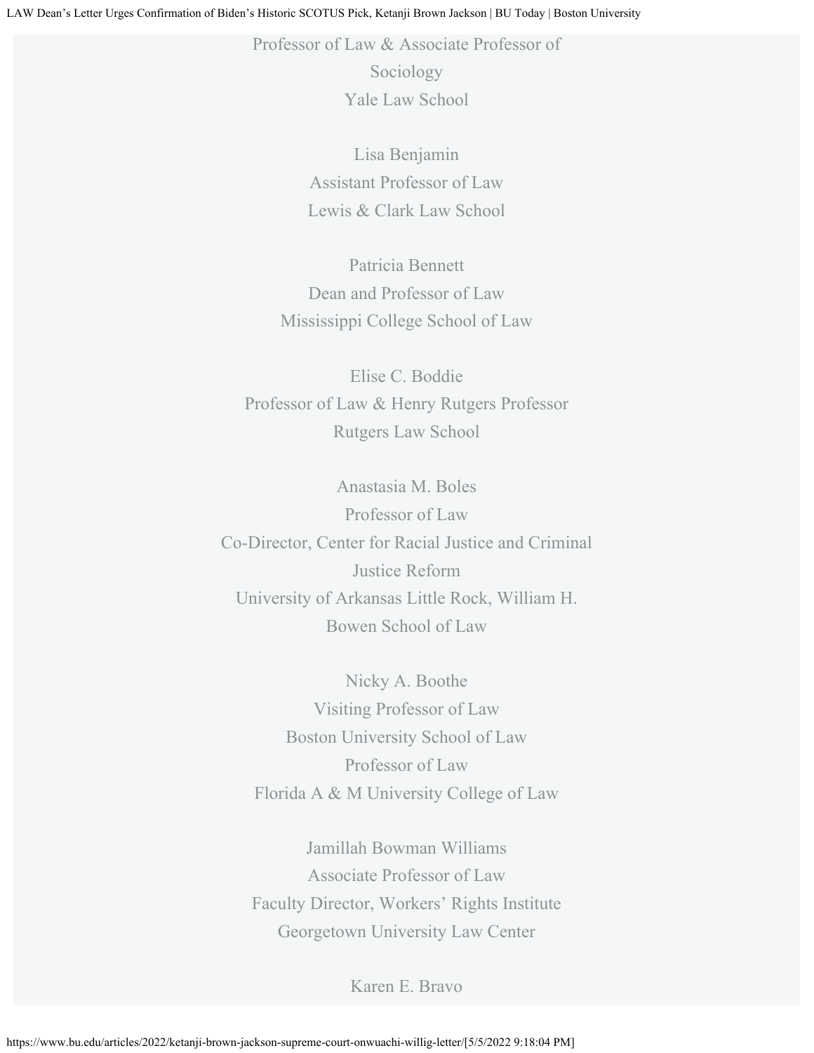Professor of Law & Associate Professor of Sociology
Yale Law School

Lisa Benjamin
Assistant Professor of Law
Lewis & Clark Law School

Patricia Bennett
Dean and Professor of Law
Mississippi College School of Law

Elise C. Boddie
Professor of Law & Henry Rutgers Professor
Rutgers Law School

Anastasia M. Boles
Professor of Law
Co-Director, Center for Racial Justice and Criminal Justice Reform
University of Arkansas Little Rock, William H. Bowen School of Law

Nicky A. Boothe
Visiting Professor of Law
Boston University School of Law
Professor of Law
Florida A & M University College of Law

Jamillah Bowman Williams
Associate Professor of Law
Faculty Director, Workers' Rights Institute
Georgetown University Law Center

Karen E. Bravo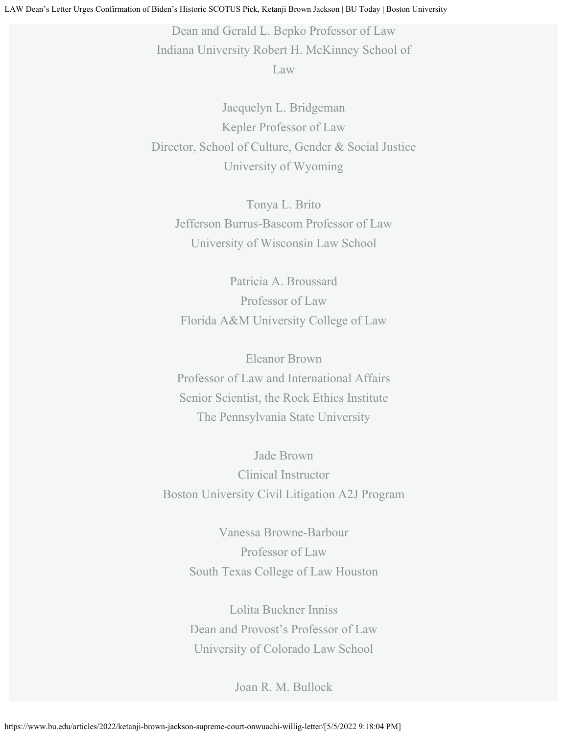Dean and Gerald L. Bepko Professor of Law
Indiana University Robert H. McKinney School of Law

Jacquelyn L. Bridgeman
Kepler Professor of Law
Director, School of Culture, Gender & Social Justice
University of Wyoming

Tonya L. Brito
Jefferson Burrus-Bascom Professor of Law
University of Wisconsin Law School

Patricia A. Broussard
Professor of Law
Florida A&M University College of Law

Eleanor Brown
Professor of Law and International Affairs
Senior Scientist, the Rock Ethics Institute
The Pennsylvania State University

Jade Brown
Clinical Instructor
Boston University Civil Litigation A2J Program

Vanessa Browne-Barbour
Professor of Law
South Texas College of Law Houston

Lolita Buckner Inniss
Dean and Provost's Professor of Law
University of Colorado Law School

Joan R. M. Bullock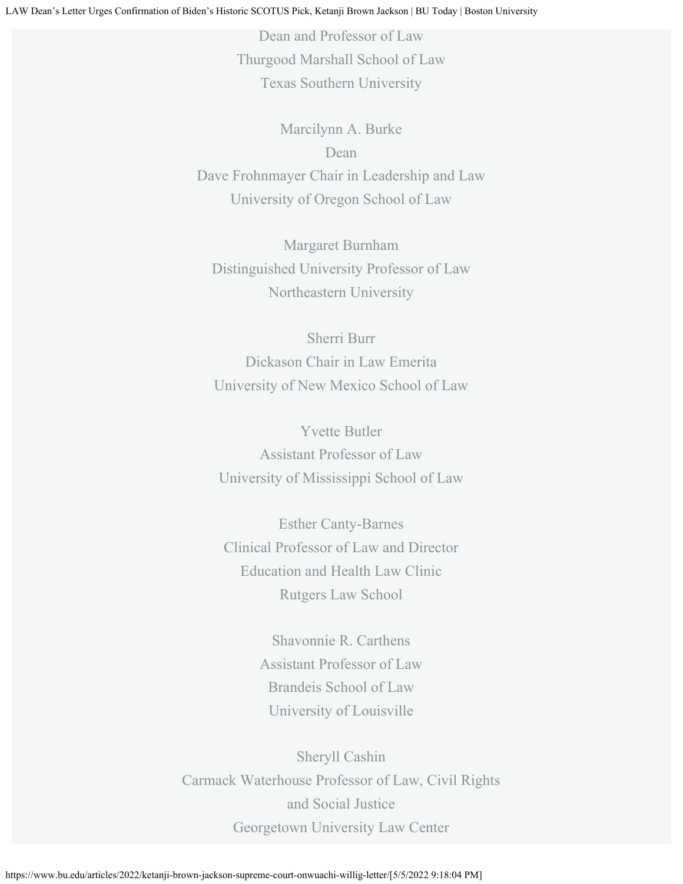Dean and Professor of Law
Thurgood Marshall School of Law
Texas Southern University

Marcilynn A. Burke
Dean
Dave Frohnmayer Chair in Leadership and Law
University of Oregon School of Law

Margaret Burnham
Distinguished University Professor of Law
Northeastern University

Sherri Burr
Dickason Chair in Law Emerita
University of New Mexico School of Law

Yvette Butler
Assistant Professor of Law
University of Mississippi School of Law

Esther Canty-Barnes
Clinical Professor of Law and Director
Education and Health Law Clinic
Rutgers Law School

Shavonnie R. Carthens
Assistant Professor of Law
Brandeis School of Law
University of Louisville

Sheryll Cashin
Carmack Waterhouse Professor of Law, Civil Rights
and Social Justice
Georgetown University Law Center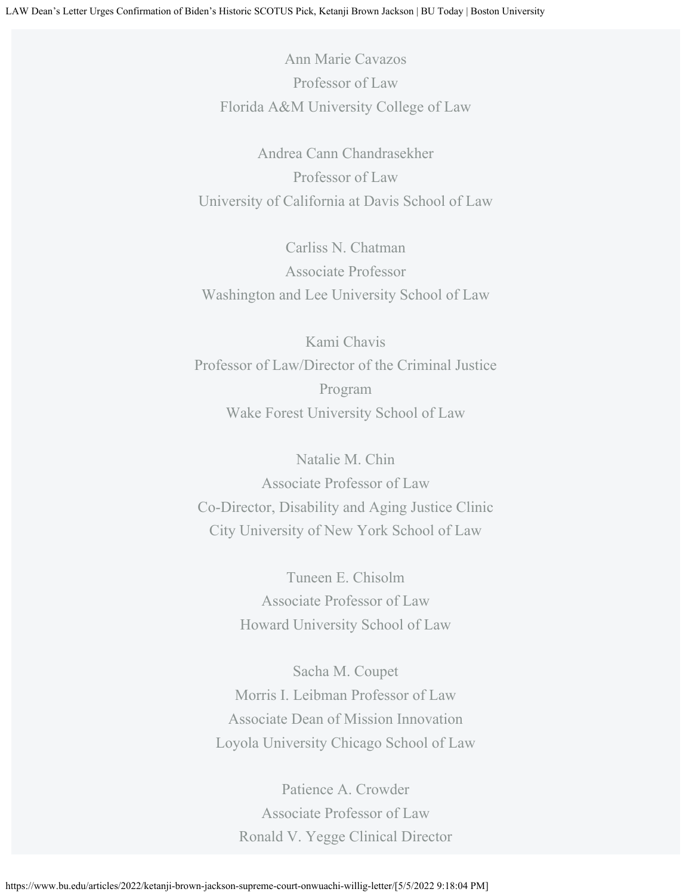Ann Marie Cavazos
Professor of Law
Florida A&M University College of Law

Andrea Cann Chandrasekher
Professor of Law
University of California at Davis School of Law

Carliss N. Chatman
Associate Professor
Washington and Lee University School of Law

Kami Chavis
Professor of Law/Director of the Criminal Justice Program
Wake Forest University School of Law

Natalie M. Chin
Associate Professor of Law
Co-Director, Disability and Aging Justice Clinic
City University of New York School of Law

Tuneen E. Chisolm
Associate Professor of Law
Howard University School of Law

Sacha M. Coupet
Morris I. Leibman Professor of Law
Associate Dean of Mission Innovation
Loyola University Chicago School of Law

Patience A. Crowder
Associate Professor of Law
Ronald V. Yegge Clinical Director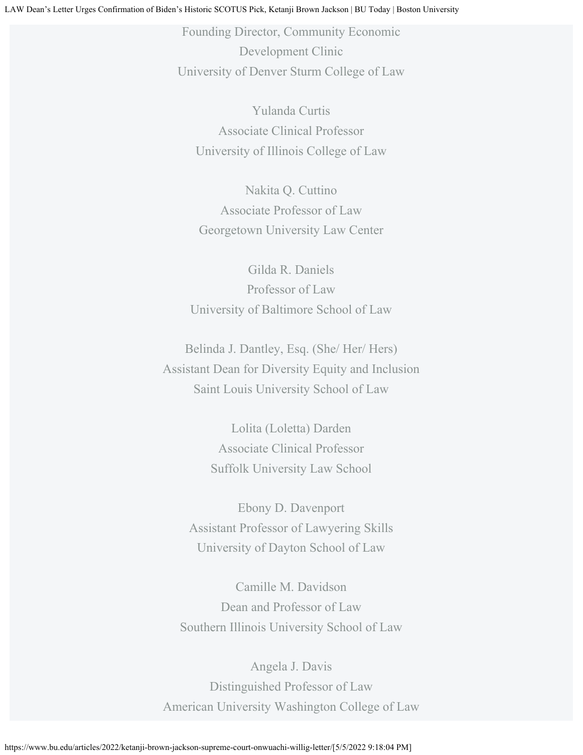Founding Director, Community Economic
Development Clinic
University of Denver Sturm College of Law

Yulanda Curtis
Associate Clinical Professor
University of Illinois College of Law

Nakita Q. Cuttino
Associate Professor of Law
Georgetown University Law Center

Gilda R. Daniels
Professor of Law
University of Baltimore School of Law

Belinda J. Dantley, Esq. (She/ Her/ Hers)
Assistant Dean for Diversity Equity and Inclusion
Saint Louis University School of Law

Lolita (Loletta) Darden
Associate Clinical Professor
Suffolk University Law School

Ebony D. Davenport
Assistant Professor of Lawyering Skills
University of Dayton School of Law

Camille M. Davidson
Dean and Professor of Law
Southern Illinois University School of Law

Angela J. Davis
Distinguished Professor of Law
American University Washington College of Law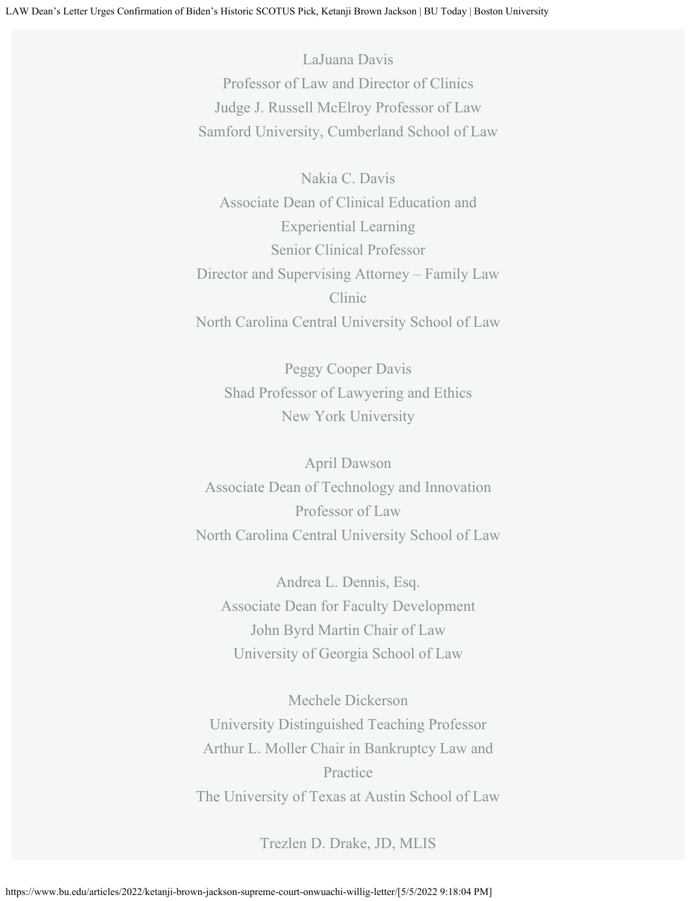LaJuana Davis
Professor of Law and Director of Clinics
Judge J. Russell McElroy Professor of Law
Samford University, Cumberland School of Law

Nakia C. Davis
Associate Dean of Clinical Education and Experiential Learning
Senior Clinical Professor
Director and Supervising Attorney – Family Law Clinic
North Carolina Central University School of Law

Peggy Cooper Davis
Shad Professor of Lawyering and Ethics
New York University

April Dawson
Associate Dean of Technology and Innovation
Professor of Law
North Carolina Central University School of Law

Andrea L. Dennis, Esq.
Associate Dean for Faculty Development
John Byrd Martin Chair of Law
University of Georgia School of Law

Mechele Dickerson
University Distinguished Teaching Professor
Arthur L. Moller Chair in Bankruptcy Law and Practice
The University of Texas at Austin School of Law

Trezlen D. Drake, JD, MLIS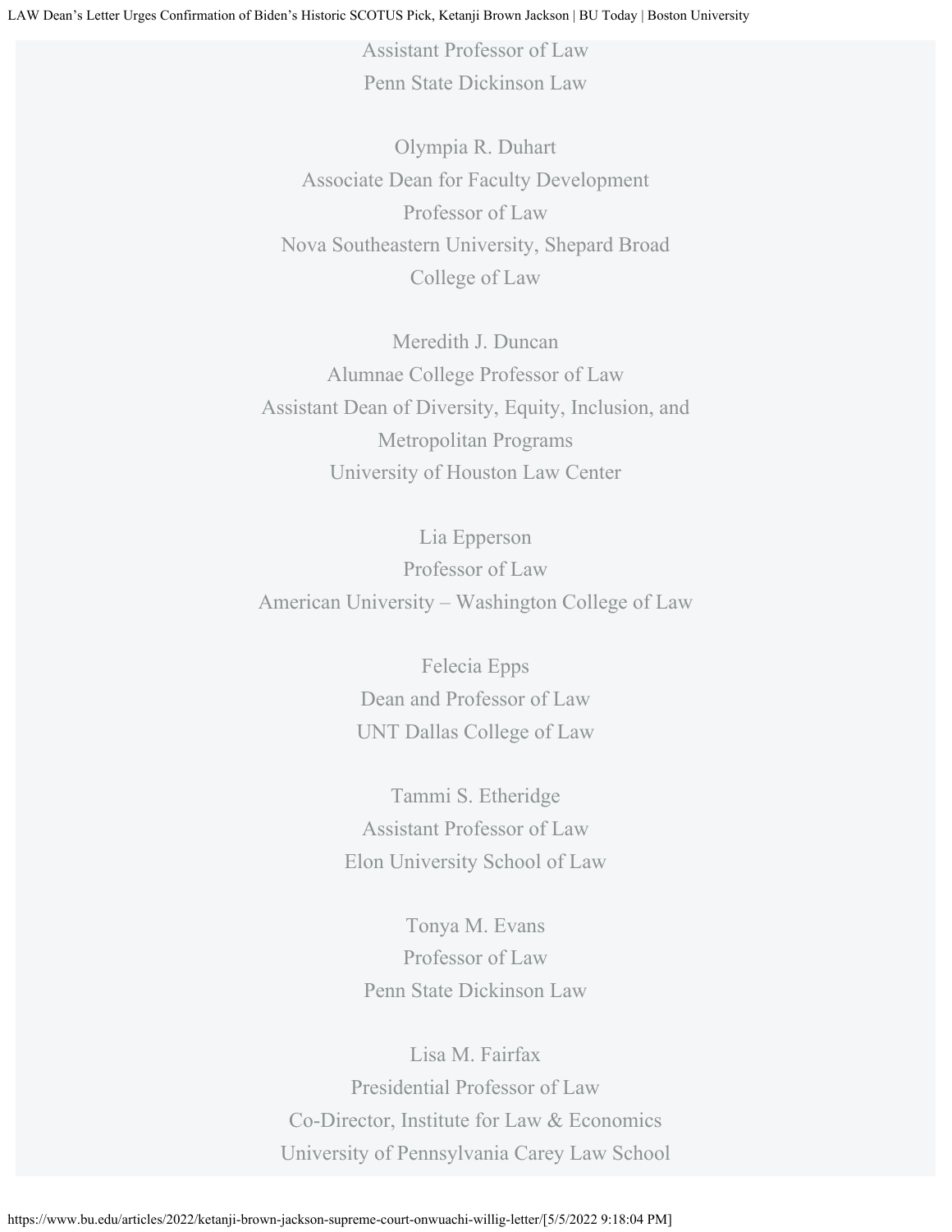Assistant Professor of Law
Penn State Dickinson Law

Olympia R. Duhart
Associate Dean for Faculty Development
Professor of Law
Nova Southeastern University, Shepard Broad College of Law

Meredith J. Duncan
Alumnae College Professor of Law
Assistant Dean of Diversity, Equity, Inclusion, and Metropolitan Programs
University of Houston Law Center

Lia Epperson
Professor of Law
American University – Washington College of Law

Felecia Epps
Dean and Professor of Law
UNT Dallas College of Law

Tammi S. Etheridge
Assistant Professor of Law
Elon University School of Law

Tonya M. Evans
Professor of Law
Penn State Dickinson Law

Lisa M. Fairfax
Presidential Professor of Law
Co-Director, Institute for Law & Economics
University of Pennsylvania Carey Law School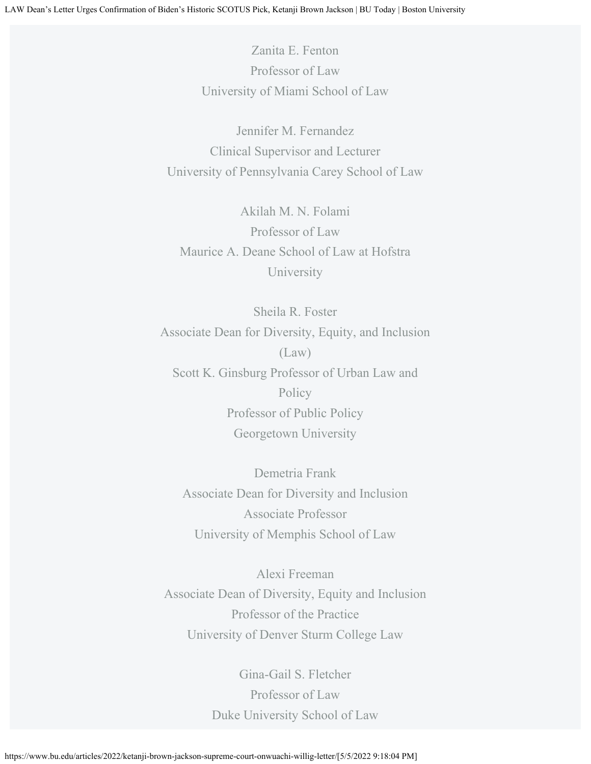Zanita E. Fenton
Professor of Law
University of Miami School of Law

Jennifer M. Fernandez
Clinical Supervisor and Lecturer
University of Pennsylvania Carey School of Law

Akilah M. N. Folami
Professor of Law
Maurice A. Deane School of Law at Hofstra University

Sheila R. Foster
Associate Dean for Diversity, Equity, and Inclusion (Law)
Scott K. Ginsburg Professor of Urban Law and Policy
Professor of Public Policy
Georgetown University

Demetria Frank
Associate Dean for Diversity and Inclusion
Associate Professor
University of Memphis School of Law

Alexi Freeman
Associate Dean of Diversity, Equity and Inclusion
Professor of the Practice
University of Denver Sturm College Law

Gina-Gail S. Fletcher
Professor of Law
Duke University School of Law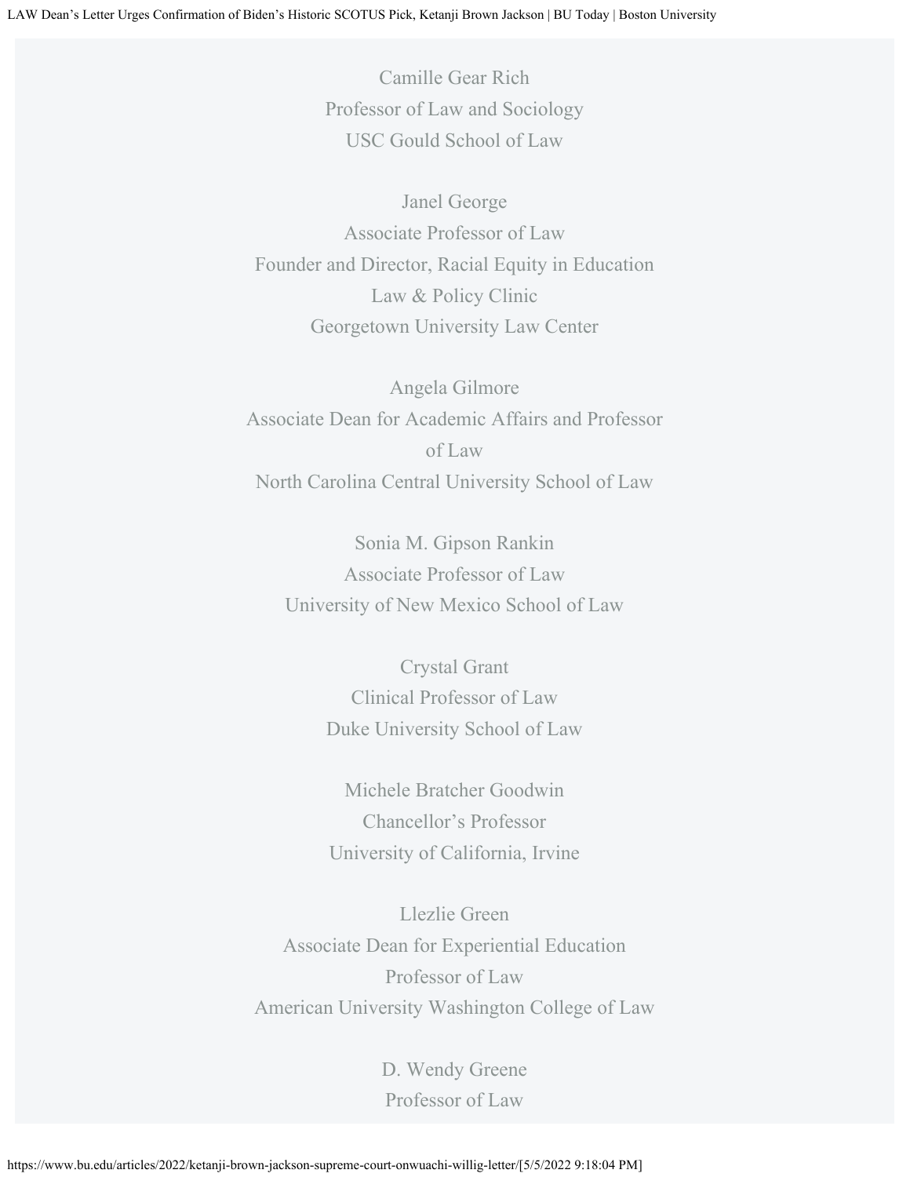Camille Gear Rich
Professor of Law and Sociology
USC Gould School of Law

Janel George
Associate Professor of Law
Founder and Director, Racial Equity in Education Law & Policy Clinic
Georgetown University Law Center

Angela Gilmore
Associate Dean for Academic Affairs and Professor of Law
North Carolina Central University School of Law

Sonia M. Gipson Rankin
Associate Professor of Law
University of New Mexico School of Law

Crystal Grant
Clinical Professor of Law
Duke University School of Law

Michele Bratcher Goodwin
Chancellor's Professor
University of California, Irvine

Llezlie Green
Associate Dean for Experiential Education
Professor of Law
American University Washington College of Law

D. Wendy Greene
Professor of Law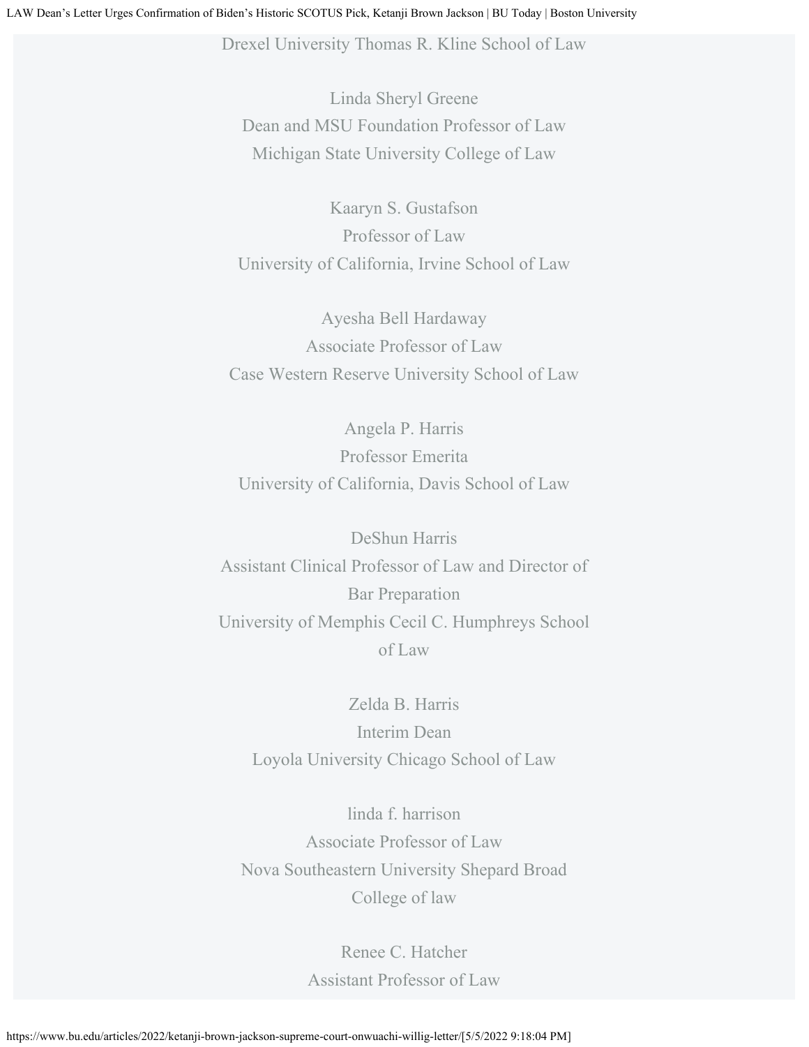Drexel University Thomas R. Kline School of Law

Linda Sheryl Greene
Dean and MSU Foundation Professor of Law
Michigan State University College of Law

Kaaryn S. Gustafson
Professor of Law
University of California, Irvine School of Law

Ayesha Bell Hardaway
Associate Professor of Law
Case Western Reserve University School of Law

Angela P. Harris
Professor Emerita
University of California, Davis School of Law

DeShun Harris
Assistant Clinical Professor of Law and Director of Bar Preparation
University of Memphis Cecil C. Humphreys School of Law

Zelda B. Harris
Interim Dean
Loyola University Chicago School of Law

linda f. harrison
Associate Professor of Law
Nova Southeastern University Shepard Broad College of law

Renee C. Hatcher
Assistant Professor of Law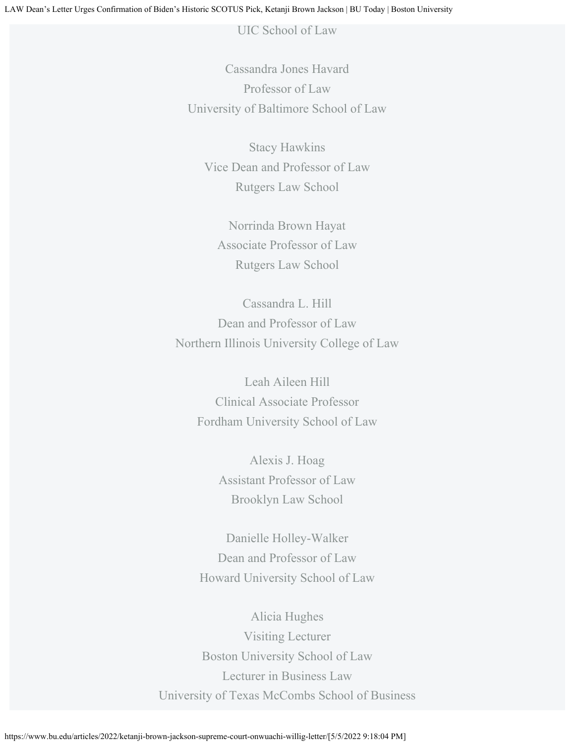UIC School of Law

Cassandra Jones Havard
Professor of Law
University of Baltimore School of Law

Stacy Hawkins
Vice Dean and Professor of Law
Rutgers Law School

Norrinda Brown Hayat
Associate Professor of Law
Rutgers Law School

Cassandra L. Hill
Dean and Professor of Law
Northern Illinois University College of Law

Leah Aileen Hill
Clinical Associate Professor
Fordham University School of Law

Alexis J. Hoag
Assistant Professor of Law
Brooklyn Law School

Danielle Holley-Walker
Dean and Professor of Law
Howard University School of Law

Alicia Hughes
Visiting Lecturer
Boston University School of Law
Lecturer in Business Law
University of Texas McCombs School of Business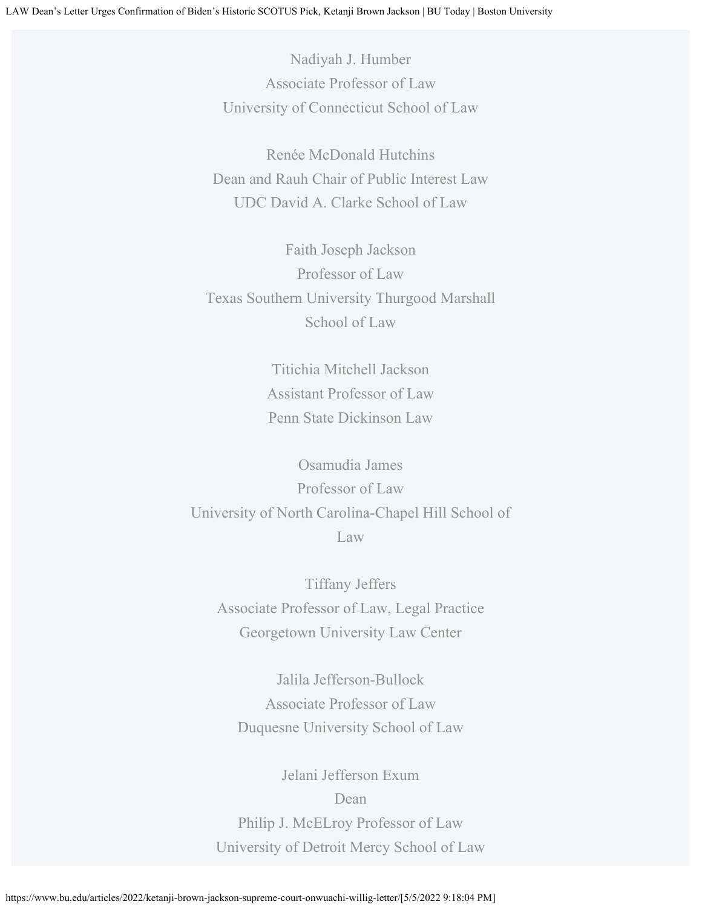Nadiyah J. Humber
Associate Professor of Law
University of Connecticut School of Law

Renée McDonald Hutchins
Dean and Rauh Chair of Public Interest Law
UDC David A. Clarke School of Law

Faith Joseph Jackson
Professor of Law
Texas Southern University Thurgood Marshall School of Law

Titichia Mitchell Jackson
Assistant Professor of Law
Penn State Dickinson Law

Osamudia James
Professor of Law
University of North Carolina-Chapel Hill School of Law

Tiffany Jeffers
Associate Professor of Law, Legal Practice
Georgetown University Law Center

Jalila Jefferson-Bullock
Associate Professor of Law
Duquesne University School of Law

Jelani Jefferson Exum
Dean
Philip J. McELroy Professor of Law
University of Detroit Mercy School of Law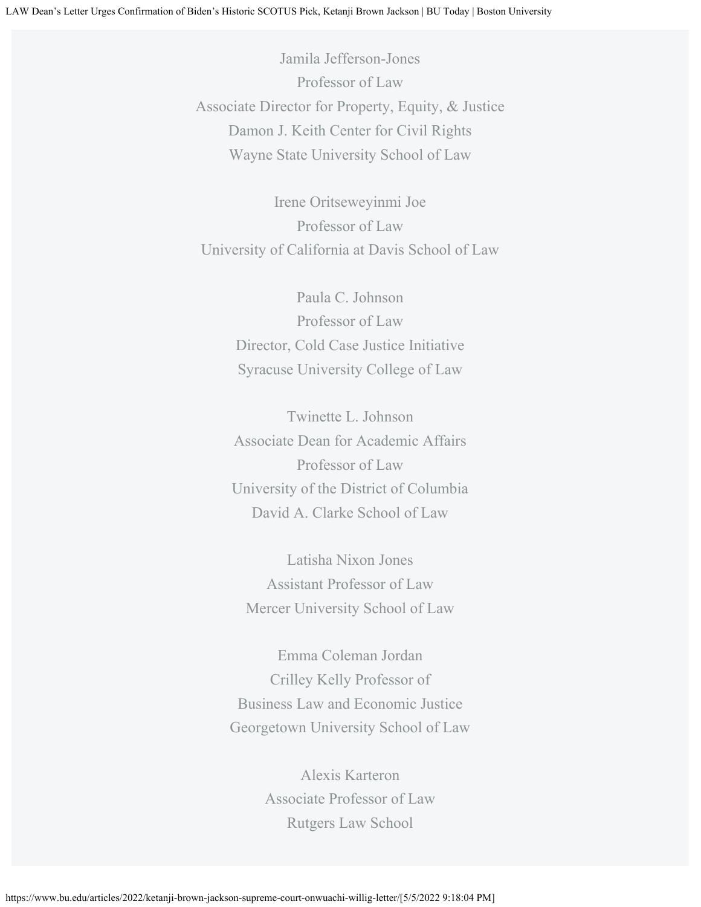Jamila Jefferson-Jones
Professor of Law
Associate Director for Property, Equity, & Justice
Damon J. Keith Center for Civil Rights
Wayne State University School of Law

Irene Oritseweyinmi Joe
Professor of Law
University of California at Davis School of Law

Paula C. Johnson
Professor of Law
Director, Cold Case Justice Initiative
Syracuse University College of Law

Twinette L. Johnson
Associate Dean for Academic Affairs
Professor of Law
University of the District of Columbia
David A. Clarke School of Law

Latisha Nixon Jones
Assistant Professor of Law
Mercer University School of Law

Emma Coleman Jordan
Crilley Kelly Professor of
Business Law and Economic Justice
Georgetown University School of Law

Alexis Karteron
Associate Professor of Law
Rutgers Law School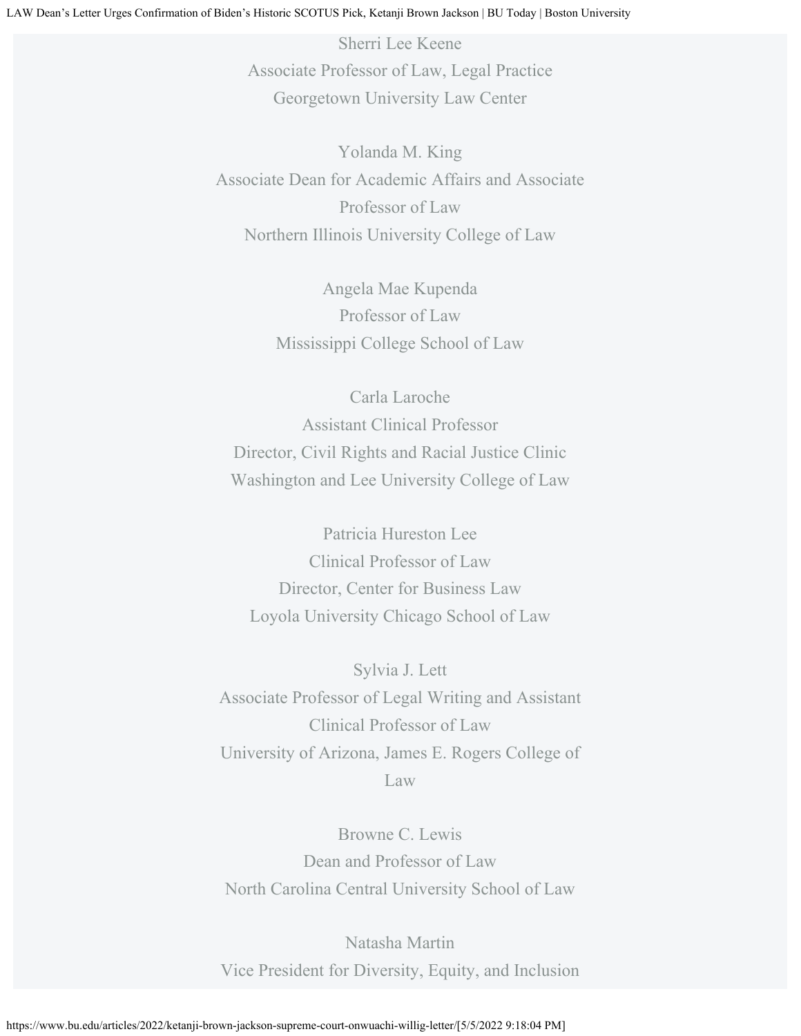Sherri Lee Keene
Associate Professor of Law, Legal Practice
Georgetown University Law Center

Yolanda M. King
Associate Dean for Academic Affairs and Associate Professor of Law
Northern Illinois University College of Law

Angela Mae Kupenda
Professor of Law
Mississippi College School of Law

Carla Laroche
Assistant Clinical Professor
Director, Civil Rights and Racial Justice Clinic
Washington and Lee University College of Law

Patricia Hureston Lee
Clinical Professor of Law
Director, Center for Business Law
Loyola University Chicago School of Law

Sylvia J. Lett
Associate Professor of Legal Writing and Assistant Clinical Professor of Law
University of Arizona, James E. Rogers College of Law

Browne C. Lewis
Dean and Professor of Law
North Carolina Central University School of Law

Natasha Martin
Vice President for Diversity, Equity, and Inclusion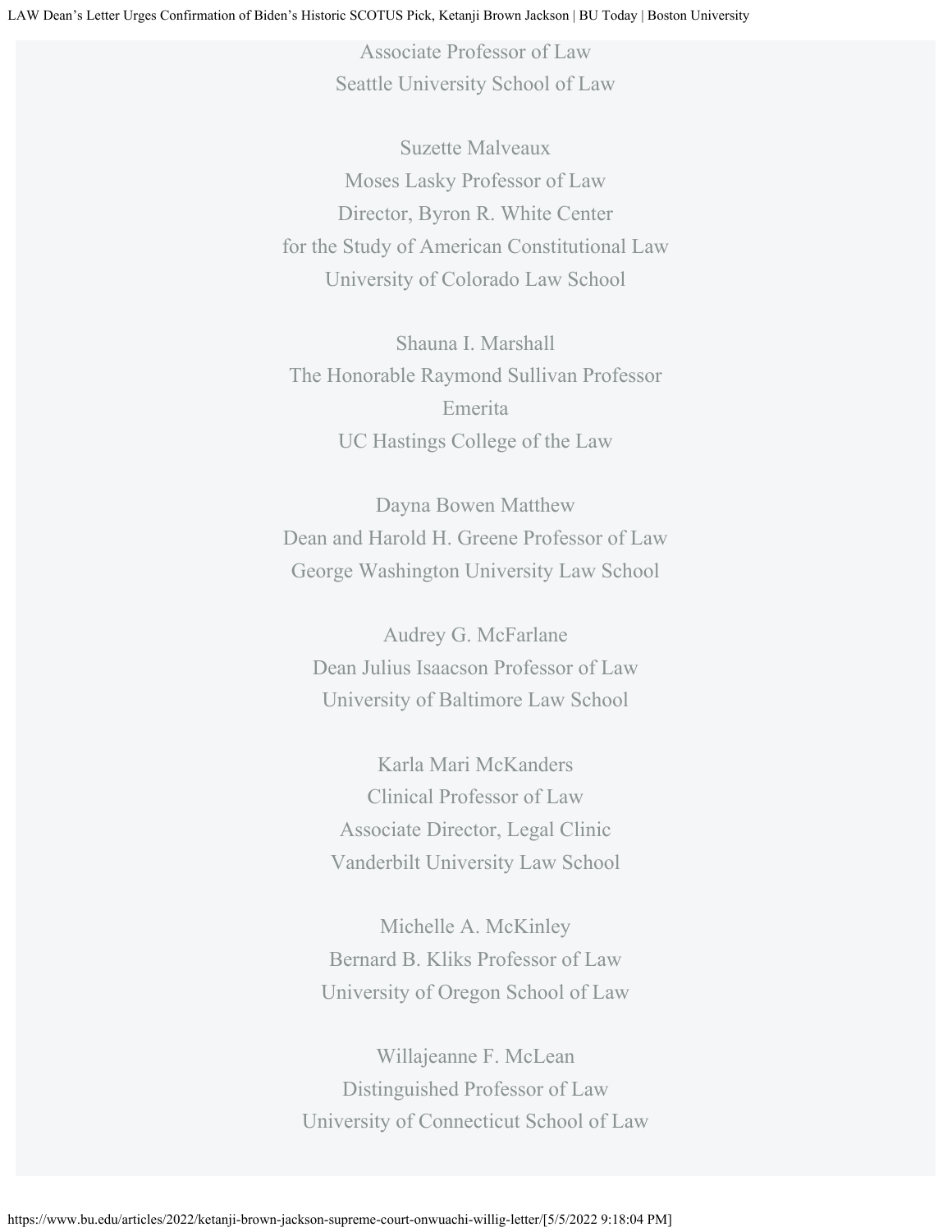Associate Professor of Law
Seattle University School of Law

Suzette Malveaux
Moses Lasky Professor of Law
Director, Byron R. White Center
for the Study of American Constitutional Law
University of Colorado Law School

Shauna I. Marshall
The Honorable Raymond Sullivan Professor
Emerita
UC Hastings College of the Law

Dayna Bowen Matthew
Dean and Harold H. Greene Professor of Law
George Washington University Law School

Audrey G. McFarlane
Dean Julius Isaacson Professor of Law
University of Baltimore Law School

Karla Mari McKanders
Clinical Professor of Law
Associate Director, Legal Clinic
Vanderbilt University Law School

Michelle A. McKinley
Bernard B. Kliks Professor of Law
University of Oregon School of Law

Willajeanne F. McLean
Distinguished Professor of Law
University of Connecticut School of Law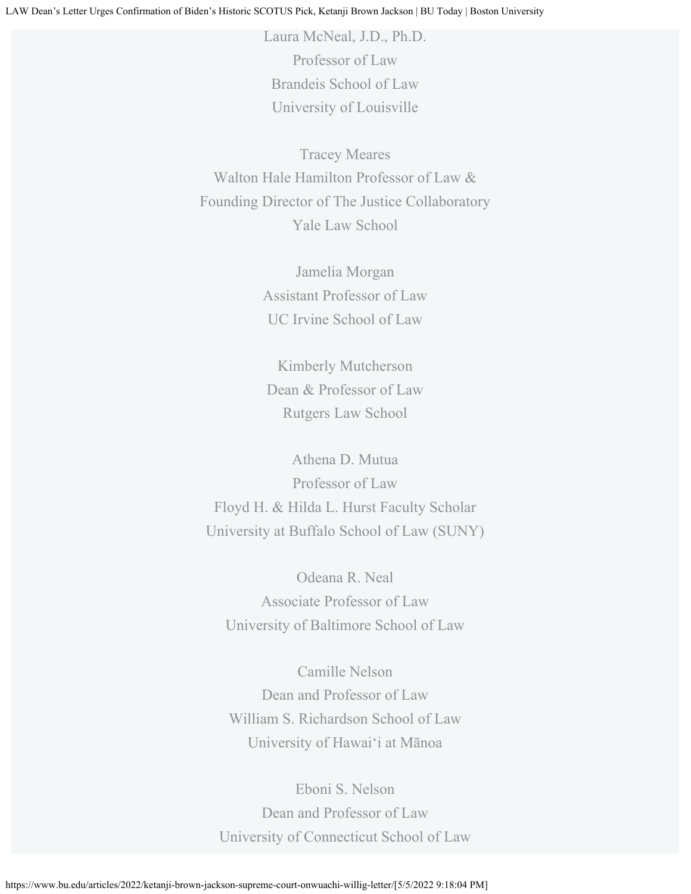Laura McNeal, J.D., Ph.D.
Professor of Law
Brandeis School of Law
University of Louisville

Tracey Meares
Walton Hale Hamilton Professor of Law &
Founding Director of The Justice Collaboratory
Yale Law School

Jamelia Morgan
Assistant Professor of Law
UC Irvine School of Law

Kimberly Mutcherson
Dean & Professor of Law
Rutgers Law School

Athena D. Mutua
Professor of Law
Floyd H. & Hilda L. Hurst Faculty Scholar
University at Buffalo School of Law (SUNY)

Odeana R. Neal
Associate Professor of Law
University of Baltimore School of Law

Camille Nelson
Dean and Professor of Law
William S. Richardson School of Law
University of Hawai'i at Mānoa

Eboni S. Nelson
Dean and Professor of Law
University of Connecticut School of Law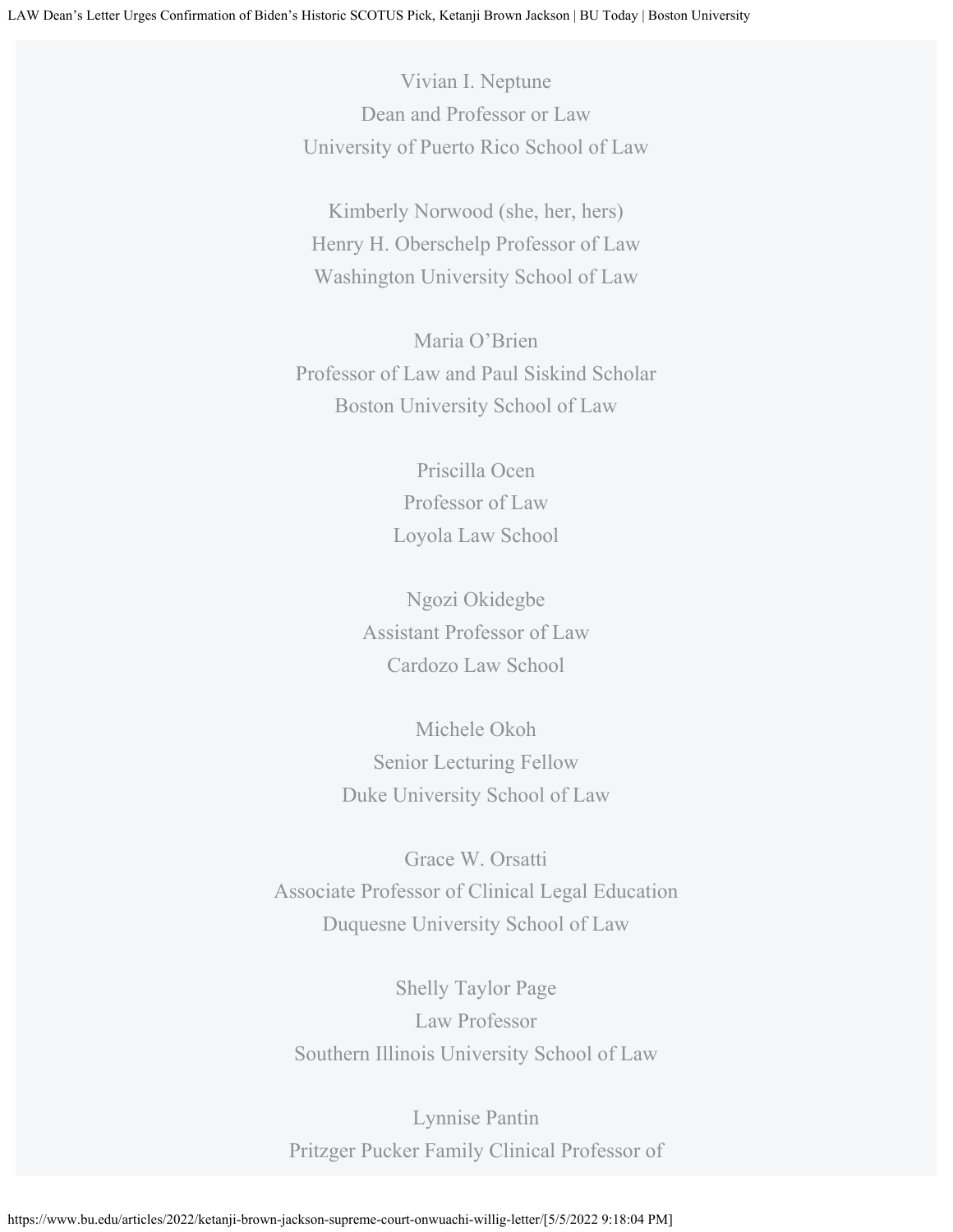Vivian I. Neptune
Dean and Professor or Law
University of Puerto Rico School of Law

Kimberly Norwood (she, her, hers)
Henry H. Oberschelp Professor of Law
Washington University School of Law

Maria O'Brien
Professor of Law and Paul Siskind Scholar
Boston University School of Law

Priscilla Ocen
Professor of Law
Loyola Law School

Ngozi Okidegbe
Assistant Professor of Law
Cardozo Law School

Michele Okoh
Senior Lecturing Fellow
Duke University School of Law

Grace W. Orsatti
Associate Professor of Clinical Legal Education
Duquesne University School of Law

Shelly Taylor Page
Law Professor
Southern Illinois University School of Law

Lynnise Pantin
Pritzger Pucker Family Clinical Professor of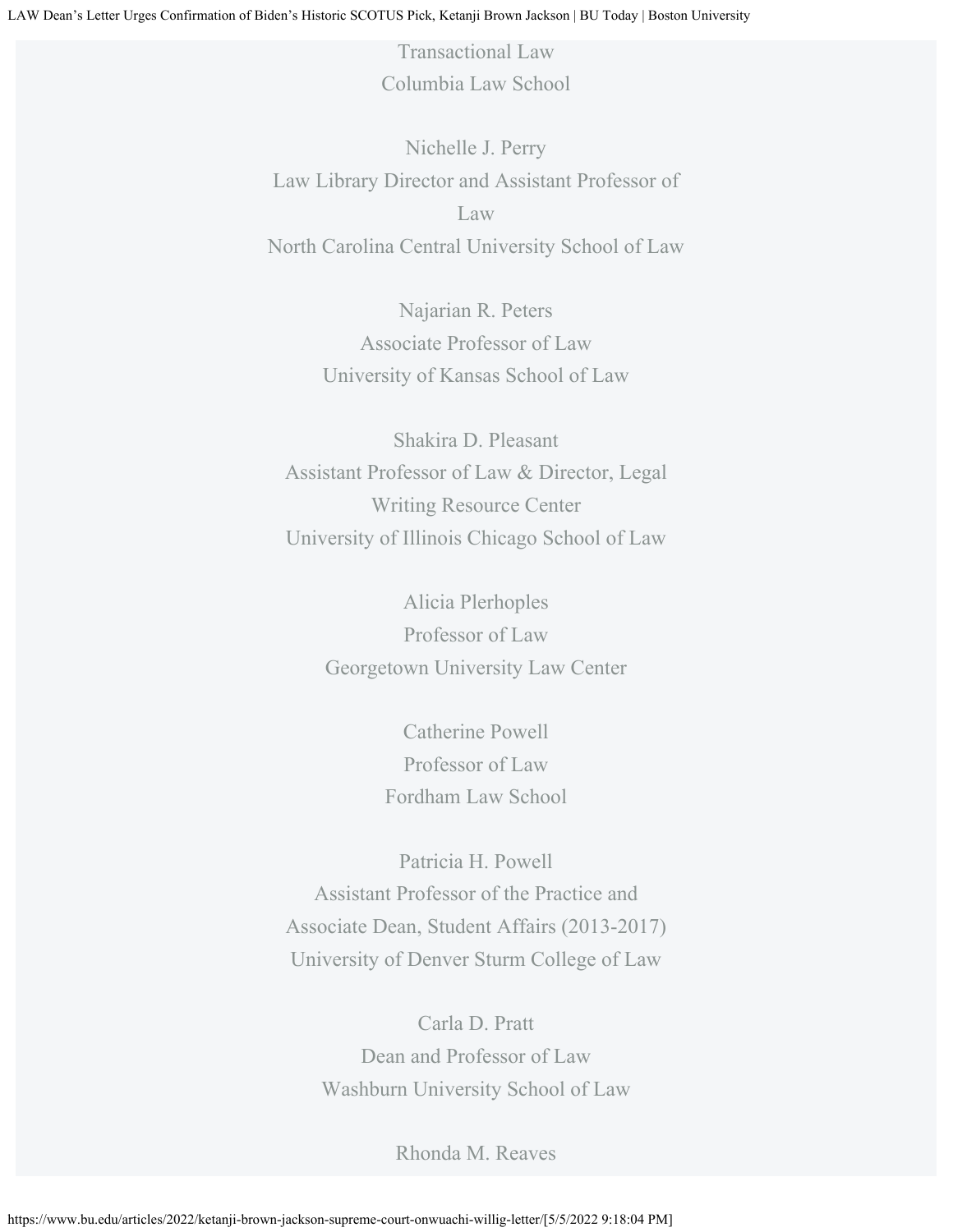Transactional Law
Columbia Law School

Nichelle J. Perry
Law Library Director and Assistant Professor of Law
North Carolina Central University School of Law

Najarian R. Peters
Associate Professor of Law
University of Kansas School of Law

Shakira D. Pleasant
Assistant Professor of Law & Director, Legal Writing Resource Center
University of Illinois Chicago School of Law

Alicia Plerhoples
Professor of Law
Georgetown University Law Center

Catherine Powell
Professor of Law
Fordham Law School

Patricia H. Powell
Assistant Professor of the Practice and Associate Dean, Student Affairs (2013-2017)
University of Denver Sturm College of Law

Carla D. Pratt
Dean and Professor of Law
Washburn University School of Law

Rhonda M. Reaves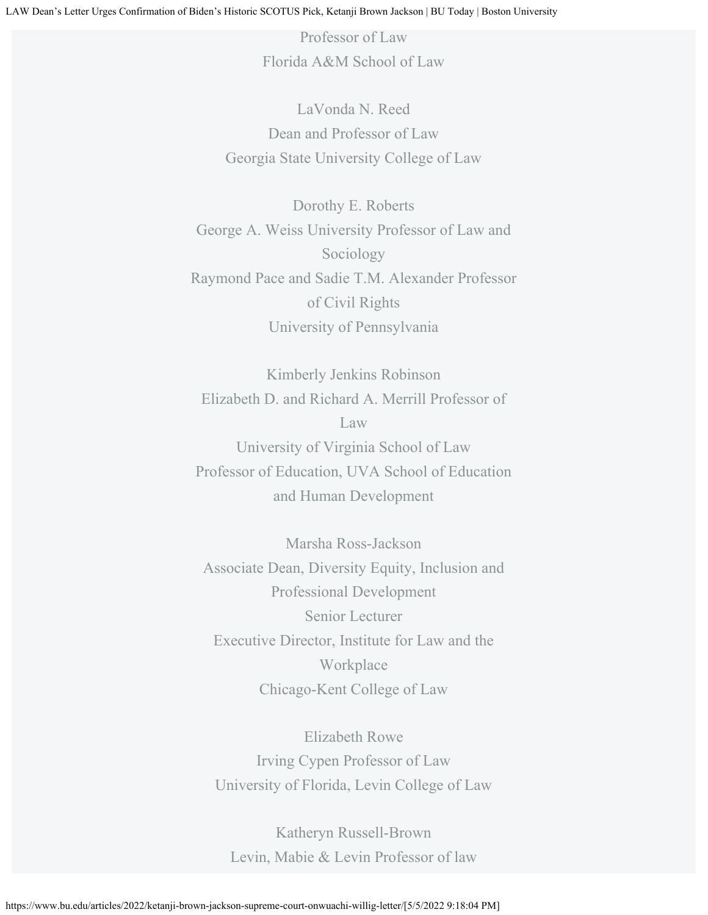Professor of Law
Florida A&M School of Law

LaVonda N. Reed
Dean and Professor of Law
Georgia State University College of Law

Dorothy E. Roberts
George A. Weiss University Professor of Law and Sociology
Raymond Pace and Sadie T.M. Alexander Professor of Civil Rights
University of Pennsylvania

Kimberly Jenkins Robinson
Elizabeth D. and Richard A. Merrill Professor of Law
University of Virginia School of Law
Professor of Education, UVA School of Education and Human Development

Marsha Ross-Jackson
Associate Dean, Diversity Equity, Inclusion and Professional Development
Senior Lecturer
Executive Director, Institute for Law and the Workplace
Chicago-Kent College of Law

Elizabeth Rowe
Irving Cypen Professor of Law
University of Florida, Levin College of Law

Katheryn Russell-Brown
Levin, Mabie & Levin Professor of law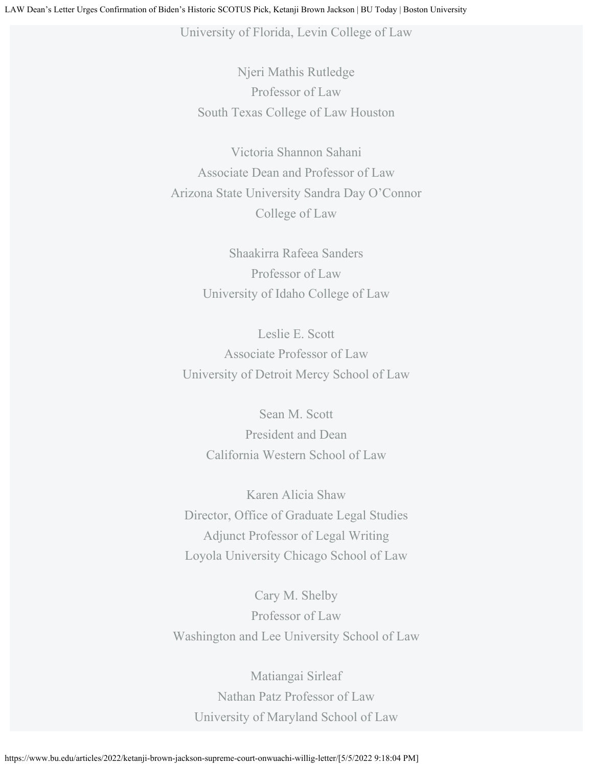University of Florida, Levin College of Law

Njeri Mathis Rutledge
Professor of Law
South Texas College of Law Houston

Victoria Shannon Sahani
Associate Dean and Professor of Law
Arizona State University Sandra Day O'Connor
College of Law

Shaakirra Rafeea Sanders
Professor of Law
University of Idaho College of Law

Leslie E. Scott
Associate Professor of Law
University of Detroit Mercy School of Law

Sean M. Scott
President and Dean
California Western School of Law

Karen Alicia Shaw
Director, Office of Graduate Legal Studies
Adjunct Professor of Legal Writing
Loyola University Chicago School of Law

Cary M. Shelby
Professor of Law
Washington and Lee University School of Law

Matiangai Sirleaf
Nathan Patz Professor of Law
University of Maryland School of Law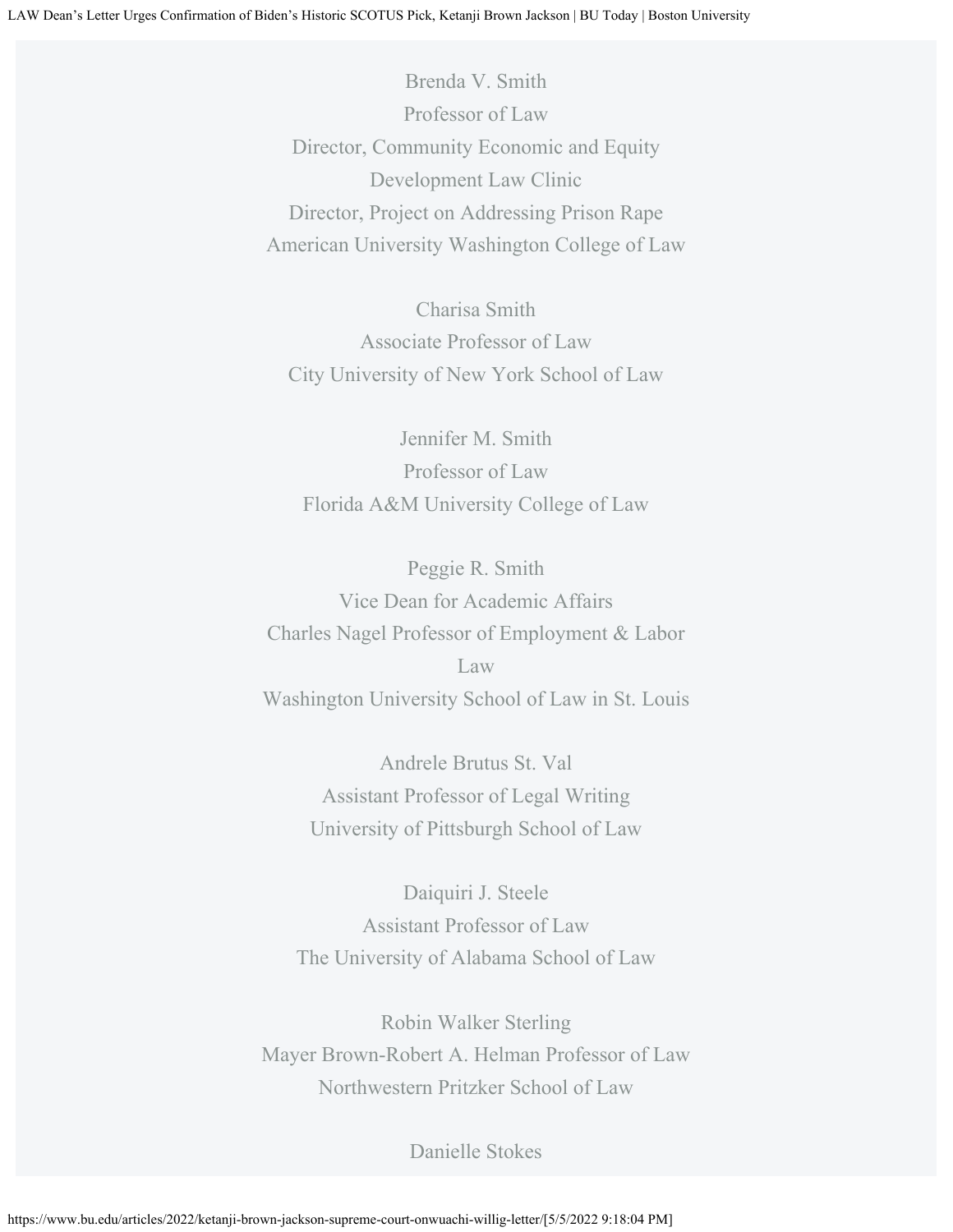Brenda V. Smith
Professor of Law
Director, Community Economic and Equity Development Law Clinic
Director, Project on Addressing Prison Rape
American University Washington College of Law

Charisa Smith
Associate Professor of Law
City University of New York School of Law

Jennifer M. Smith
Professor of Law
Florida A&M University College of Law

Peggie R. Smith
Vice Dean for Academic Affairs
Charles Nagel Professor of Employment & Labor Law
Washington University School of Law in St. Louis

Andrele Brutus St. Val
Assistant Professor of Legal Writing
University of Pittsburgh School of Law

Daiquiri J. Steele
Assistant Professor of Law
The University of Alabama School of Law

Robin Walker Sterling
Mayer Brown-Robert A. Helman Professor of Law
Northwestern Pritzker School of Law

Danielle Stokes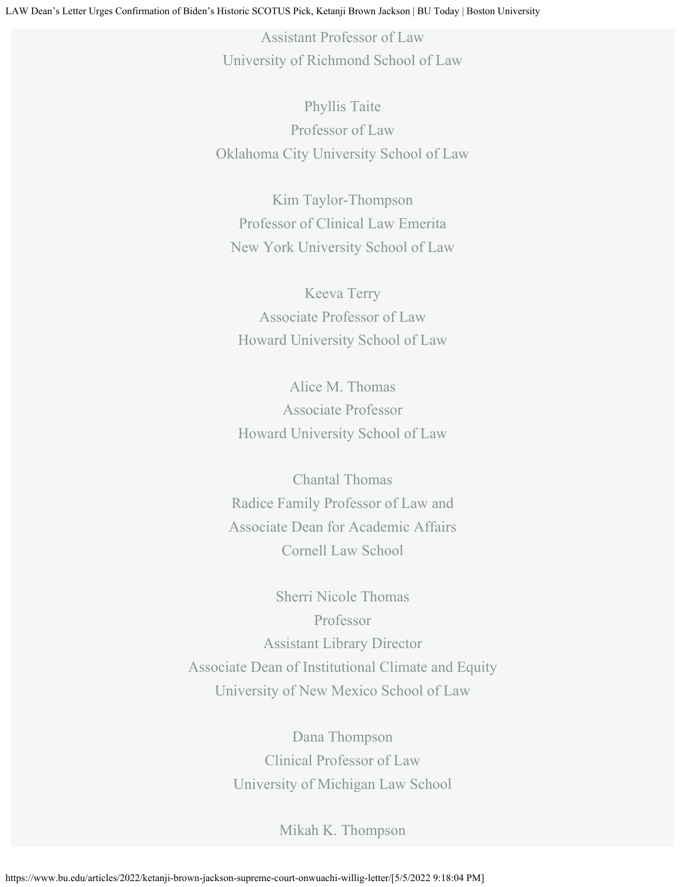Assistant Professor of Law
University of Richmond School of Law

Phyllis Taite
Professor of Law
Oklahoma City University School of Law

Kim Taylor-Thompson
Professor of Clinical Law Emerita
New York University School of Law

Keeva Terry
Associate Professor of Law
Howard University School of Law

Alice M. Thomas
Associate Professor
Howard University School of Law

Chantal Thomas
Radice Family Professor of Law and
Associate Dean for Academic Affairs
Cornell Law School

Sherri Nicole Thomas
Professor
Assistant Library Director
Associate Dean of Institutional Climate and Equity
University of New Mexico School of Law

Dana Thompson
Clinical Professor of Law
University of Michigan Law School

Mikah K. Thompson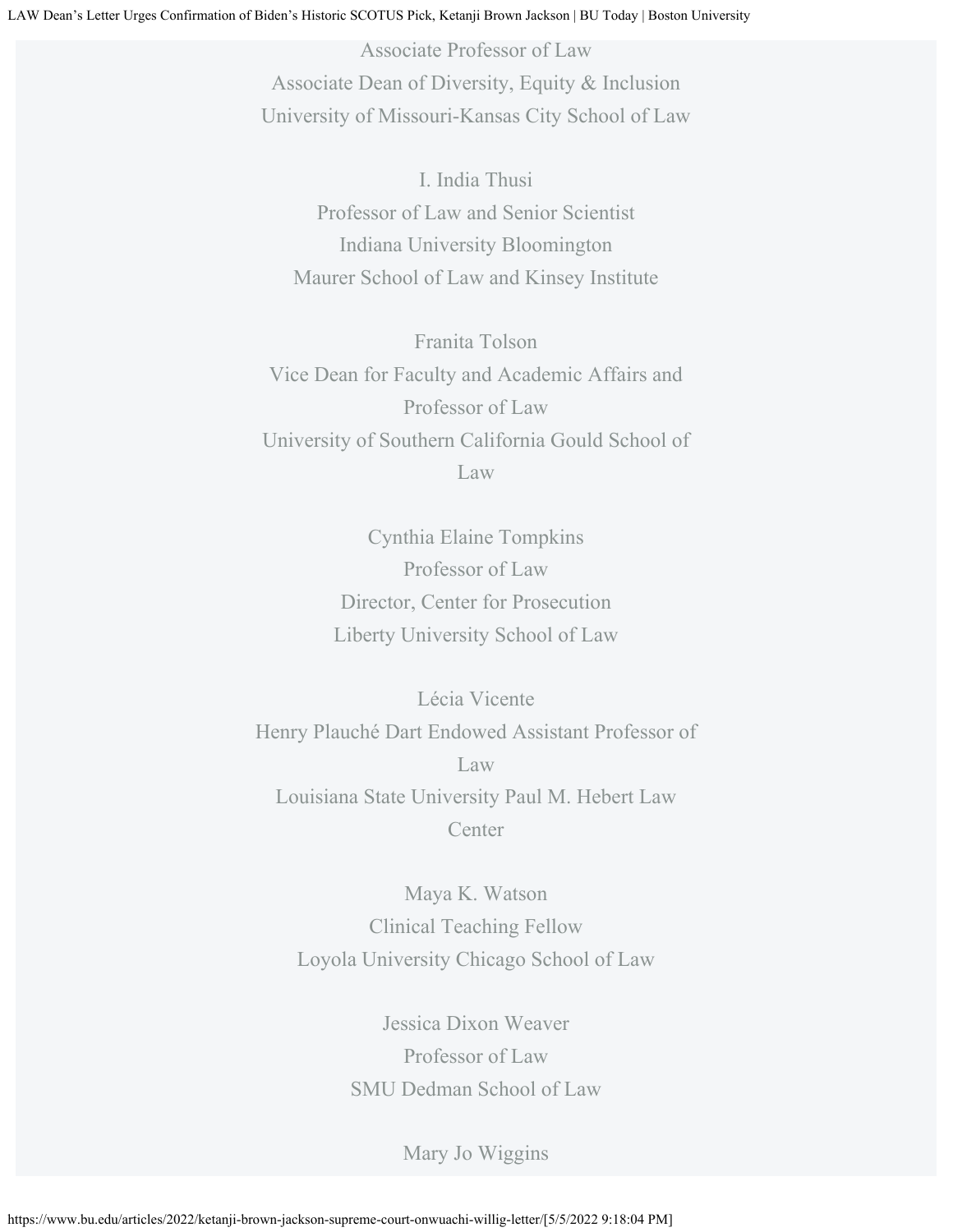Associate Professor of Law
Associate Dean of Diversity, Equity & Inclusion
University of Missouri-Kansas City School of Law

I. India Thusi
Professor of Law and Senior Scientist
Indiana University Bloomington
Maurer School of Law and Kinsey Institute

Franita Tolson
Vice Dean for Faculty and Academic Affairs and Professor of Law
University of Southern California Gould School of Law

Cynthia Elaine Tompkins
Professor of Law
Director, Center for Prosecution
Liberty University School of Law

Lécia Vicente
Henry Plauché Dart Endowed Assistant Professor of Law
Louisiana State University Paul M. Hebert Law Center

Maya K. Watson
Clinical Teaching Fellow
Loyola University Chicago School of Law

Jessica Dixon Weaver
Professor of Law
SMU Dedman School of Law

Mary Jo Wiggins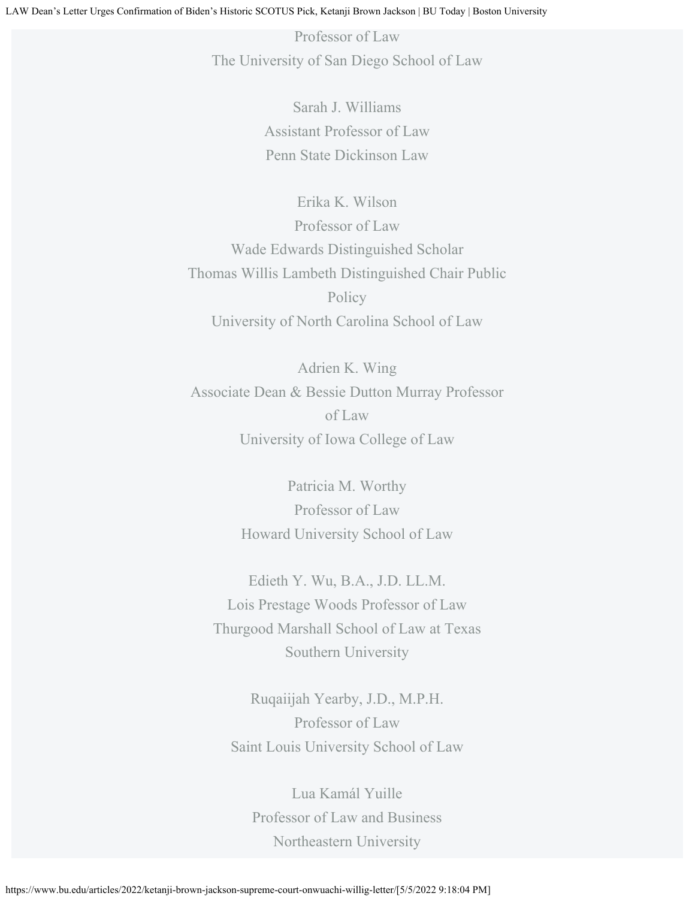Professor of Law
The University of San Diego School of Law

Sarah J. Williams
Assistant Professor of Law
Penn State Dickinson Law

Erika K. Wilson
Professor of Law
Wade Edwards Distinguished Scholar
Thomas Willis Lambeth Distinguished Chair Public Policy
University of North Carolina School of Law

Adrien K. Wing
Associate Dean & Bessie Dutton Murray Professor of Law
University of Iowa College of Law

Patricia M. Worthy
Professor of Law
Howard University School of Law

Edieth Y. Wu, B.A., J.D. LL.M.
Lois Prestage Woods Professor of Law
Thurgood Marshall School of Law at Texas Southern University

Ruqaiijah Yearby, J.D., M.P.H.
Professor of Law
Saint Louis University School of Law

Lua Kamál Yuille
Professor of Law and Business
Northeastern University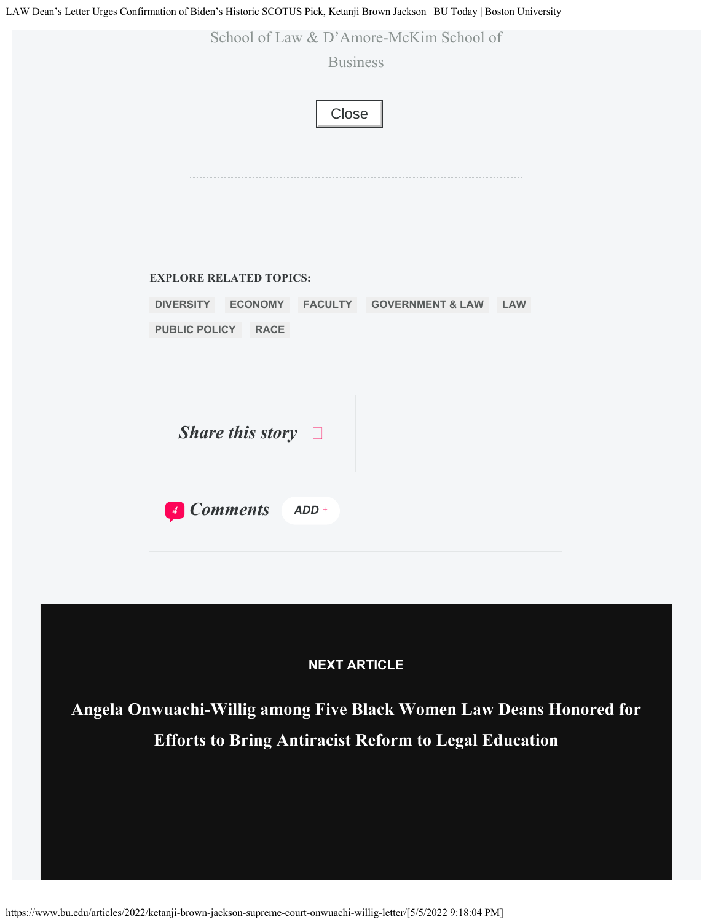School of Law & D'Amore-McKim School of Business

Close

EXPLORE RELATED TOPICS:

DIVERSITY ECONOMY FACULTY GOVERNMENT & LAW LAW PUBLIC POLICY RACE

*Share this story*

4 *Comments* ADD +

NEXT ARTICLE

**Angela Onwuachi-Willig among Five Black Women Law Deans Honored for Efforts to Bring Antiracist Reform to Legal Education**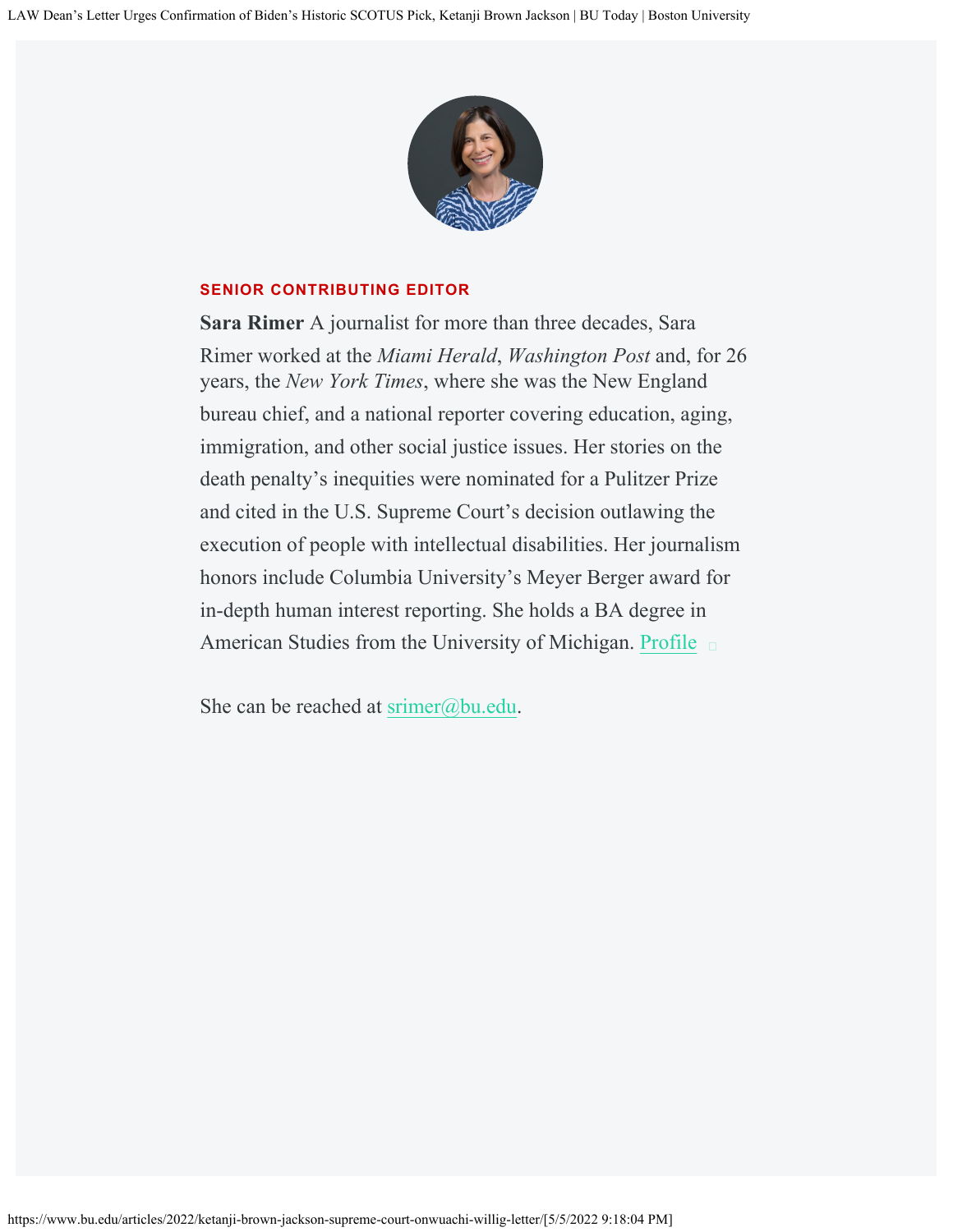**SENIOR CONTRIBUTING EDITOR**

**Sara Rimer** A journalist for more than three decades, Sara Rimer worked at the *Miami Herald*, *Washington Post* and, for 26 years, the *New York Times*, where she was the New England bureau chief, and a national reporter covering education, aging, immigration, and other social justice issues. Her stories on the death penalty's inequities were nominated for a Pulitzer Prize and cited in the U.S. Supreme Court's decision outlawing the execution of people with intellectual disabilities. Her journalism honors include Columbia University's Meyer Berger award for in-depth human interest reporting. She holds a BA degree in American Studies from the University of Michigan. Profile

She can be reached at srimer@bu.edu.